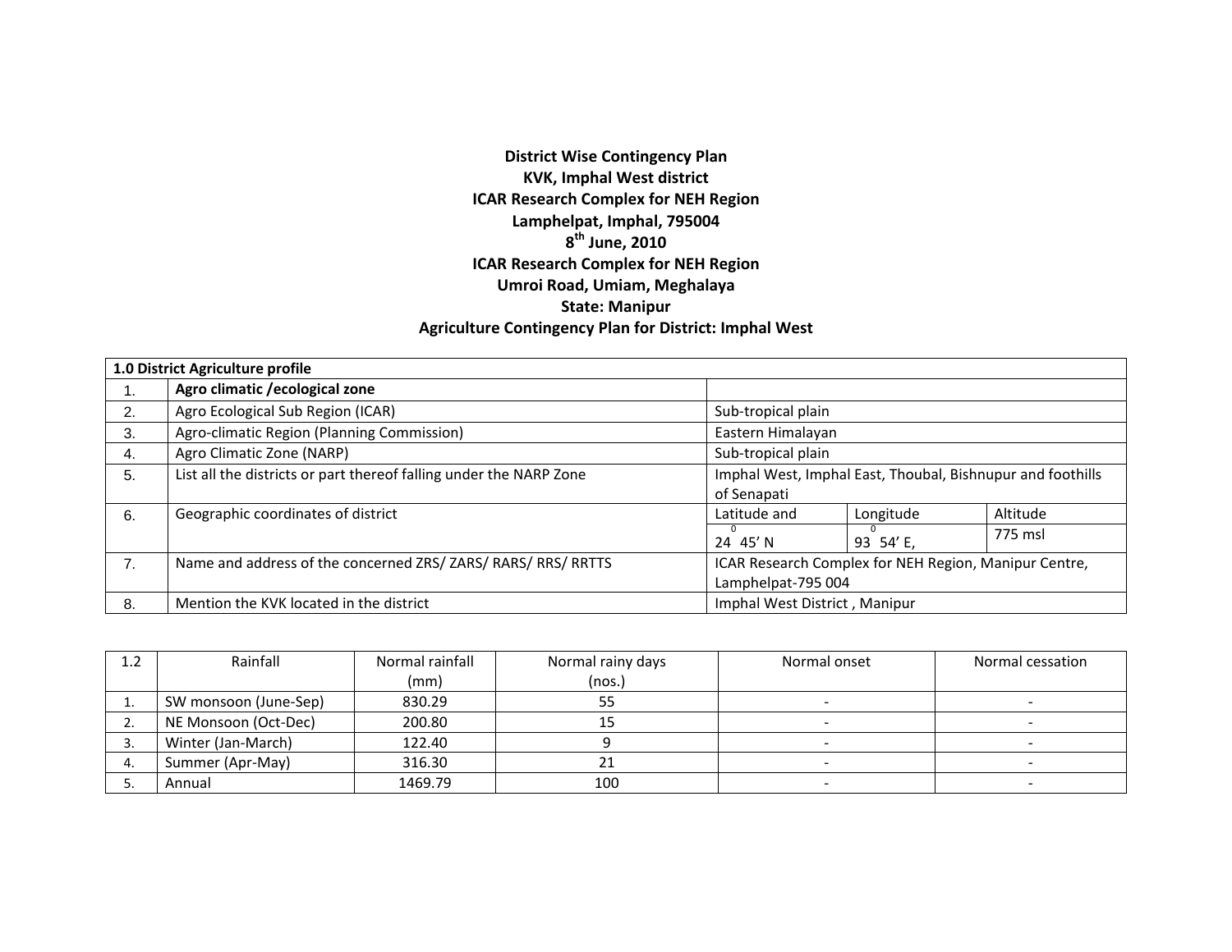**District Wise Contingency Plan**
**KVK, Imphal West district**
**ICAR Research Complex for NEH Region**
**Lamphelpat, Imphal, 795004**
**8th June, 2010**
**ICAR Research Complex for NEH Region**
**Umroi Road, Umiam, Meghalaya**
**State: Manipur**
**Agriculture Contingency Plan for District: Imphal West**

| **1.0 District Agriculture profile** | | | | |
|---|---|---|---|---|
| 1. | **Agro climatic /ecological zone** | | | |
| 2. | Agro Ecological Sub Region (ICAR) | Sub-tropical plain | | |
| 3. | Agro-climatic Region (Planning Commission) | Eastern Himalayan | | |
| 4. | Agro Climatic Zone (NARP) | Sub-tropical plain | | |
| 5. | List all the districts or part thereof falling under the NARP Zone | Imphal West, Imphal East, Thoubal, Bishnupur and foothills of Senapati | | |
| 6. | Geographic coordinates of district | Latitude and | Longitude | Altitude |
| | | $24^{0}$ 45' N | $93^{0}$ 54' E, | 775 msl |
| 7. | Name and address of the concerned ZRS/ ZARS/ RARS/ RRS/ RRTTS | ICAR Research Complex for NEH Region, Manipur Centre, Lamphelpat-795 004 | | |
| 8. | Mention the KVK located in the district | Imphal West District , Manipur | | |

| 1.2 | Rainfall | Normal rainfall (mm) | Normal rainy days (nos.) | Normal onset | Normal cessation |
|---|---|---|---|---|---|
| 1. | SW monsoon (June-Sep) | 830.29 | 55 | - | - |
| 2. | NE Monsoon (Oct-Dec) | 200.80 | 15 | - | - |
| 3. | Winter (Jan-March) | 122.40 | 9 | - | - |
| 4. | Summer (Apr-May) | 316.30 | 21 | - | - |
| 5. | Annual | 1469.79 | 100 | - | - |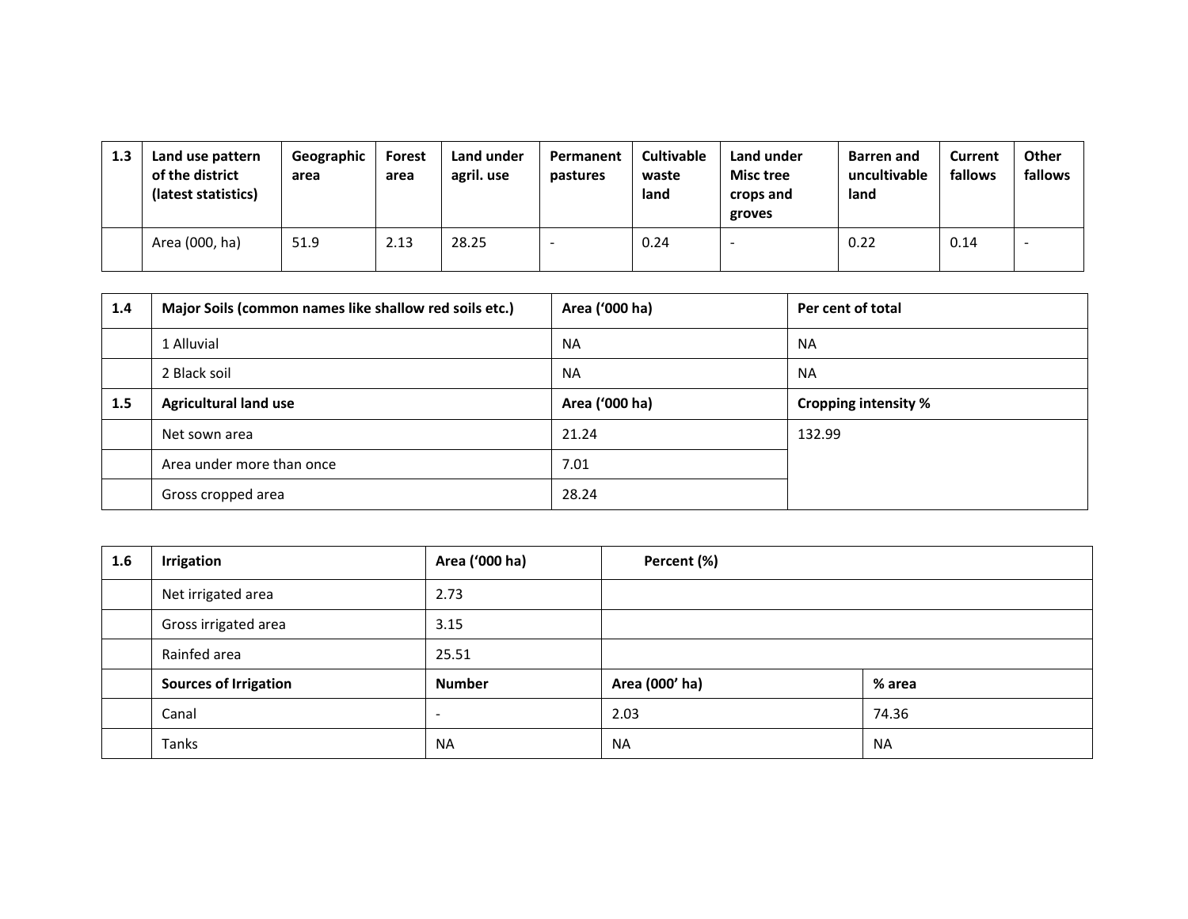| 1.3 | Land use pattern of the district (latest statistics) | Geographic area | Forest area | Land under agril. use | Permanent pastures | Cultivable waste land | Land under Misc tree crops and groves | Barren and uncultivable land | Current fallows | Other fallows |
|---|---|---|---|---|---|---|---|---|---|---|
| | Area (000, ha) | 51.9 | 2.13 | 28.25 | - | 0.24 | - | 0.22 | 0.14 | - |

| 1.4 | Major Soils (common names like shallow red soils etc.) | Area ('000 ha) | Per cent of total |
|---|---|---|---|
| | 1 Alluvial | NA | NA |
| | 2 Black soil | NA | NA |
| **1.5** | **Agricultural land use** | **Area ('000 ha)** | **Cropping intensity %** |
| | Net sown area | 21.24 | 132.99 |
| | Area under more than once | 7.01 | |
| | Gross cropped area | 28.24 | |

| 1.6 | Irrigation | Area ('000 ha) | Percent (%) | |
|---|---|---|---|---|
| | Net irrigated area | 2.73 | | |
| | Gross irrigated area | 3.15 | | |
| | Rainfed area | 25.51 | | |
| | **Sources of Irrigation** | **Number** | **Area (000' ha)** | **% area** |
| | Canal | - | 2.03 | 74.36 |
| | Tanks | NA | NA | NA |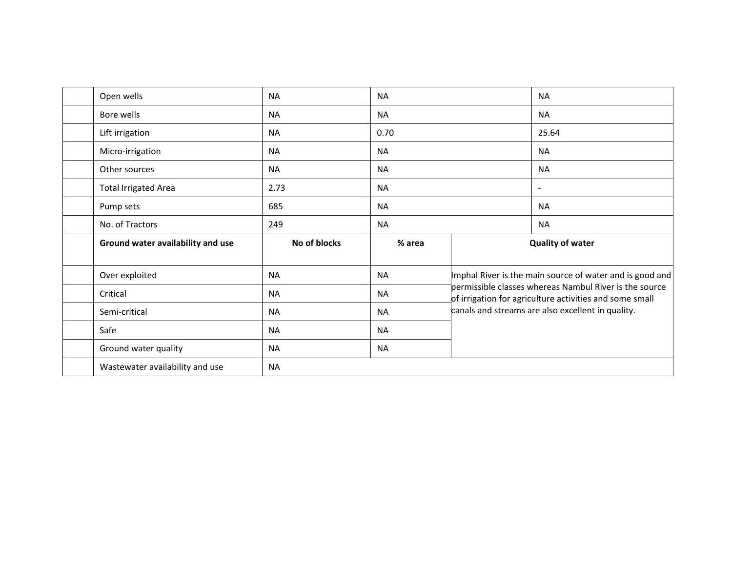| | | | | | |
|---|---|---|---|---|---|
| | Open wells | NA | NA | | NA |
| | Bore wells | NA | NA | | NA |
| | Lift irrigation | NA | 0.70 | | 25.64 |
| | Micro-irrigation | NA | NA | | NA |
| | Other sources | NA | NA | | NA |
| | Total Irrigated Area | 2.73 | NA | | - |
| | Pump sets | 685 | NA | | NA |
| | No. of Tractors | 249 | NA | | NA |
| | **Ground water availability and use** | **No of blocks** | **% area** | **Quality of water** | |
| | Over exploited | NA | NA | Imphal River is the main source of water and is good and permissible classes whereas Nambul River is the source of irrigation for agriculture activities and some small canals and streams are also excellent in quality. | |
| | Critical | NA | NA | | |
| | Semi-critical | NA | NA | | |
| | Safe | NA | NA | | |
| | Ground water quality | NA | NA | | |
| | Wastewater availability and use | NA | | | |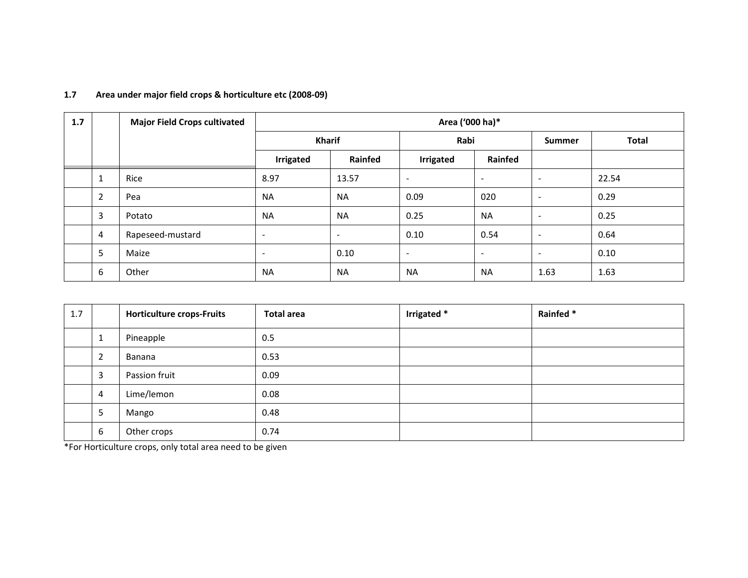**1.7 Area under major field crops & horticulture etc (2008-09)**

| 1.7 | | Major Field Crops cultivated | Area ('000 ha)* | | | | | |
|---|---|---|---|---|---|---|---|---|
| | | | Kharif | | Rabi | | Summer | Total |
| | | | Irrigated | Rainfed | Irrigated | Rainfed | | |
| | 1 | Rice | 8.97 | 13.57 | - | - | - | 22.54 |
| | 2 | Pea | NA | NA | 0.09 | 020 | - | 0.29 |
| | 3 | Potato | NA | NA | 0.25 | NA | - | 0.25 |
| | 4 | Rapeseed-mustard | - | - | 0.10 | 0.54 | - | 0.64 |
| | 5 | Maize | - | 0.10 | - | - | - | 0.10 |
| | 6 | Other | NA | NA | NA | NA | 1.63 | 1.63 |

| 1.7 | | Horticulture crops-Fruits | Total area | Irrigated * | Rainfed * |
|---|---|---|---|---|---|
| | 1 | Pineapple | 0.5 | | |
| | 2 | Banana | 0.53 | | |
| | 3 | Passion fruit | 0.09 | | |
| | 4 | Lime/lemon | 0.08 | | |
| | 5 | Mango | 0.48 | | |
| | 6 | Other crops | 0.74 | | |

*For Horticulture crops, only total area need to be given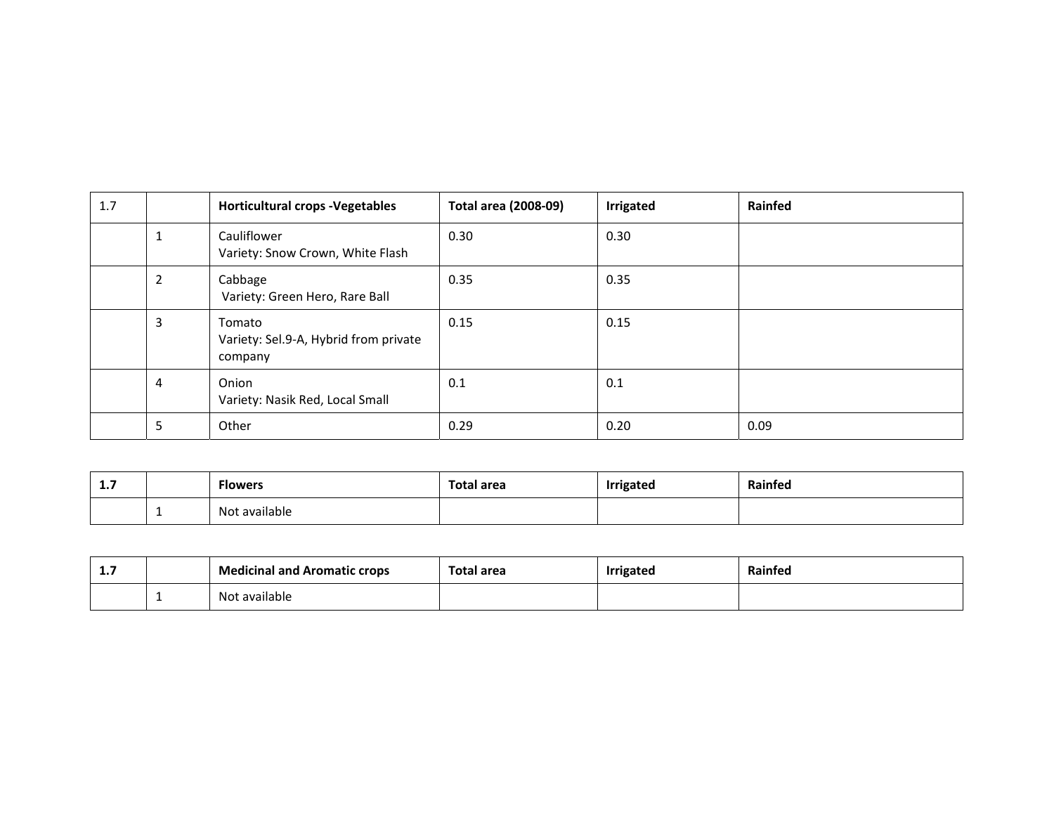| 1.7 | | **Horticultural crops -Vegetables** | **Total area (2008-09)** | **Irrigated** | **Rainfed** |
|---|---|---|---|---|---|
| | 1 | Cauliflower<br>Variety: Snow Crown, White Flash | 0.30 | 0.30 | |
| | 2 | Cabbage<br>Variety: Green Hero, Rare Ball | 0.35 | 0.35 | |
| | 3 | Tomato<br>Variety: Sel.9-A, Hybrid from private company | 0.15 | 0.15 | |
| | 4 | Onion<br>Variety: Nasik Red, Local Small | 0.1 | 0.1 | |
| | 5 | Other | 0.29 | 0.20 | 0.09 |

| **1.7** | | **Flowers** | **Total area** | **Irrigated** | **Rainfed** |
|---|---|---|---|---|---|
| | 1 | Not available | | | |

| **1.7** | | **Medicinal and Aromatic crops** | **Total area** | **Irrigated** | **Rainfed** |
|---|---|---|---|---|---|
| | 1 | Not available | | | |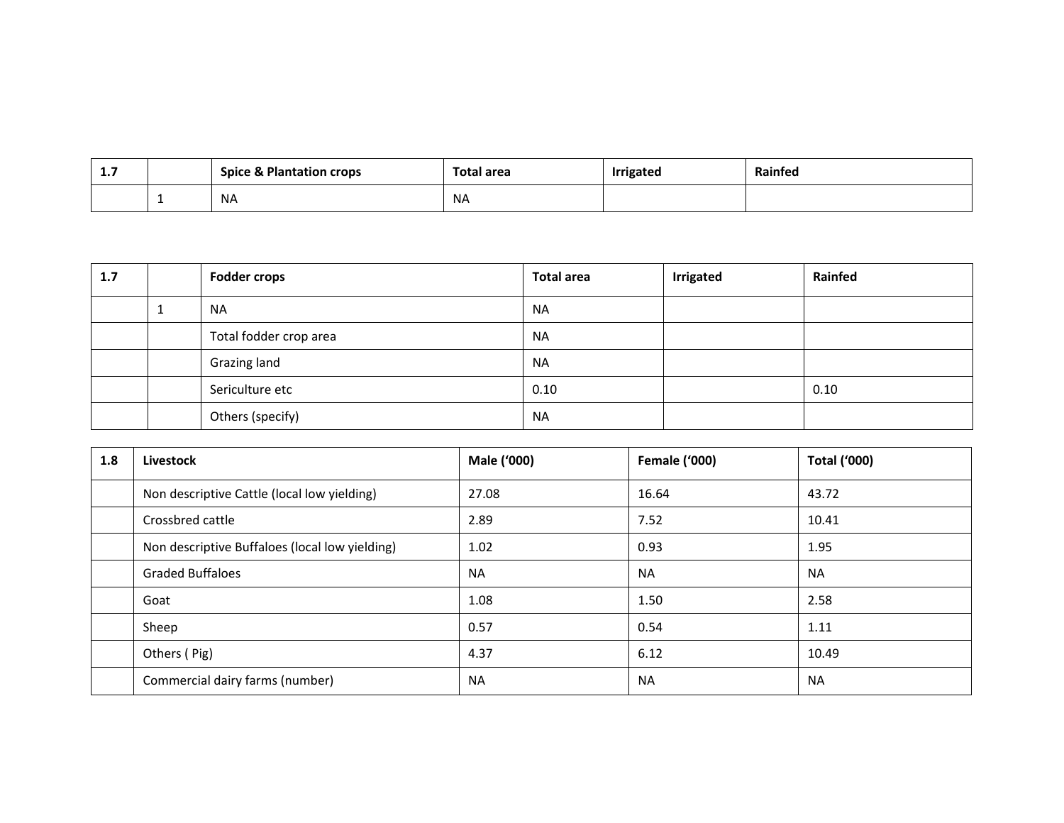| 1.7 | | Spice & Plantation crops | Total area | Irrigated | Rainfed |
|---|---|---|---|---|---|
| | 1 | NA | NA | | |

| 1.7 | | Fodder crops | Total area | Irrigated | Rainfed |
|---|---|---|---|---|---|
| | 1 | NA | NA | | |
| | | Total fodder crop area | NA | | |
| | | Grazing land | NA | | |
| | | Sericulture etc | 0.10 | | 0.10 |
| | | Others (specify) | NA | | |

| 1.8 | Livestock | Male ('000) | Female ('000) | Total ('000) |
|---|---|---|---|---|
| | Non descriptive Cattle (local low yielding) | 27.08 | 16.64 | 43.72 |
| | Crossbred cattle | 2.89 | 7.52 | 10.41 |
| | Non descriptive Buffaloes (local low yielding) | 1.02 | 0.93 | 1.95 |
| | Graded Buffaloes | NA | NA | NA |
| | Goat | 1.08 | 1.50 | 2.58 |
| | Sheep | 0.57 | 0.54 | 1.11 |
| | Others ( Pig) | 4.37 | 6.12 | 10.49 |
| | Commercial dairy farms (number) | NA | NA | NA |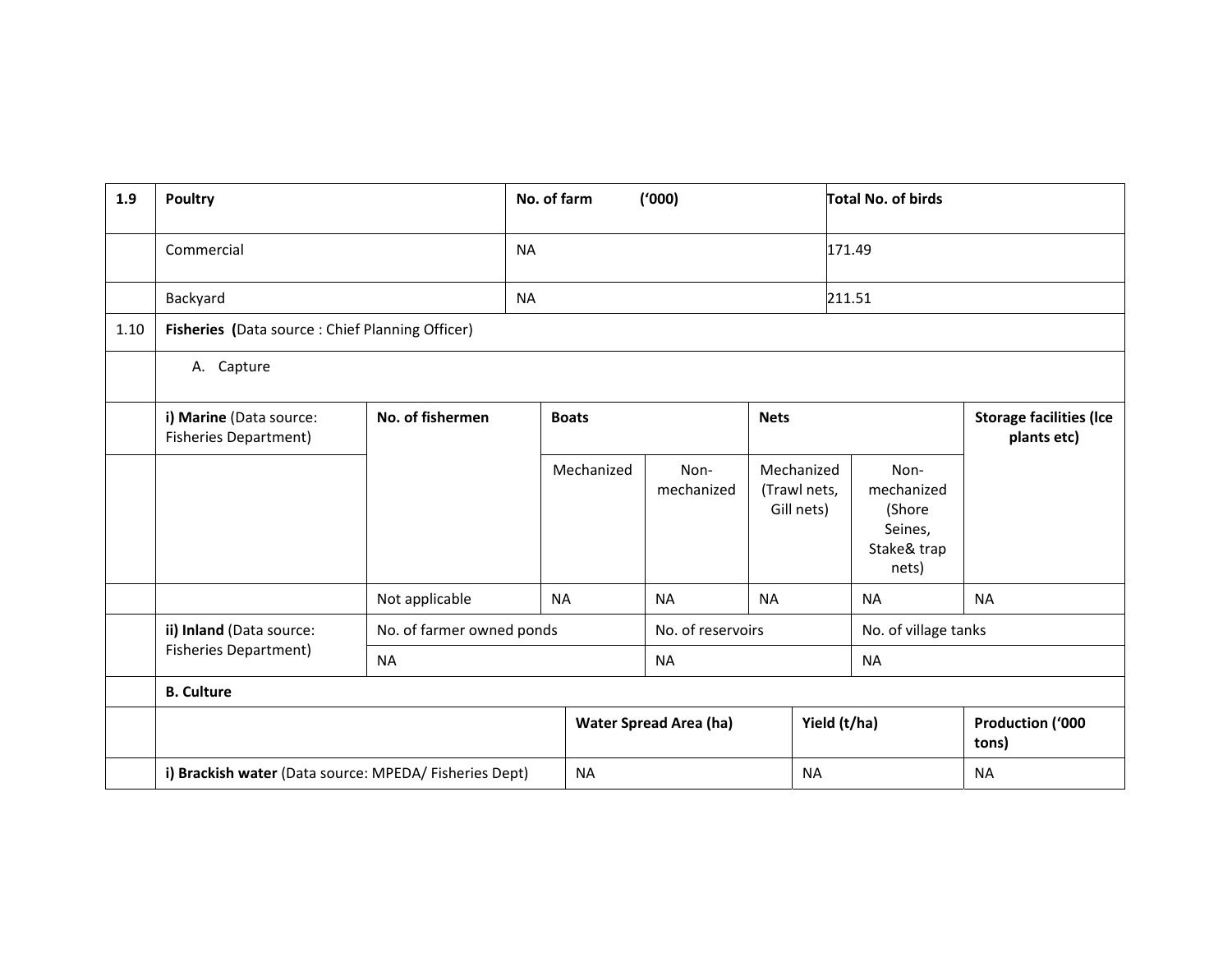| 1.9 | Poultry | No. of farm ('000) | Total No. of birds |
|---|---|---|---|
| | Commercial | NA | 171.49 |
| | Backyard | NA | 211.51 |

| 1.10 | **Fisheries (**Data source : Chief Planning Officer) | | | | | | |
|---|---|---|---|---|---|---|---|
| | A. Capture | | | | | | |
| | **i) Marine** (Data source: Fisheries Department) | **No. of fishermen** | **Boats** | | **Nets** | | **Storage facilities (Ice plants etc)** |
| | | | Mechanized | Non-mechanized | Mechanized (Trawl nets, Gill nets) | Non-mechanized (Shore Seines, Stake& trap nets) | |
| | | Not applicable | NA | NA | NA | NA | NA |
| | **ii) Inland** (Data source: Fisheries Department) | No. of farmer owned ponds | | No. of reservoirs | | No. of village tanks | |
| | | NA | | NA | | NA | |
| | **B. Culture** | | | | | | |
| | | | **Water Spread Area (ha)** | | **Yield (t/ha)** | | **Production ('000 tons)** |
| | **i) Brackish water** (Data source: MPEDA/ Fisheries Dept) | | NA | | NA | | NA |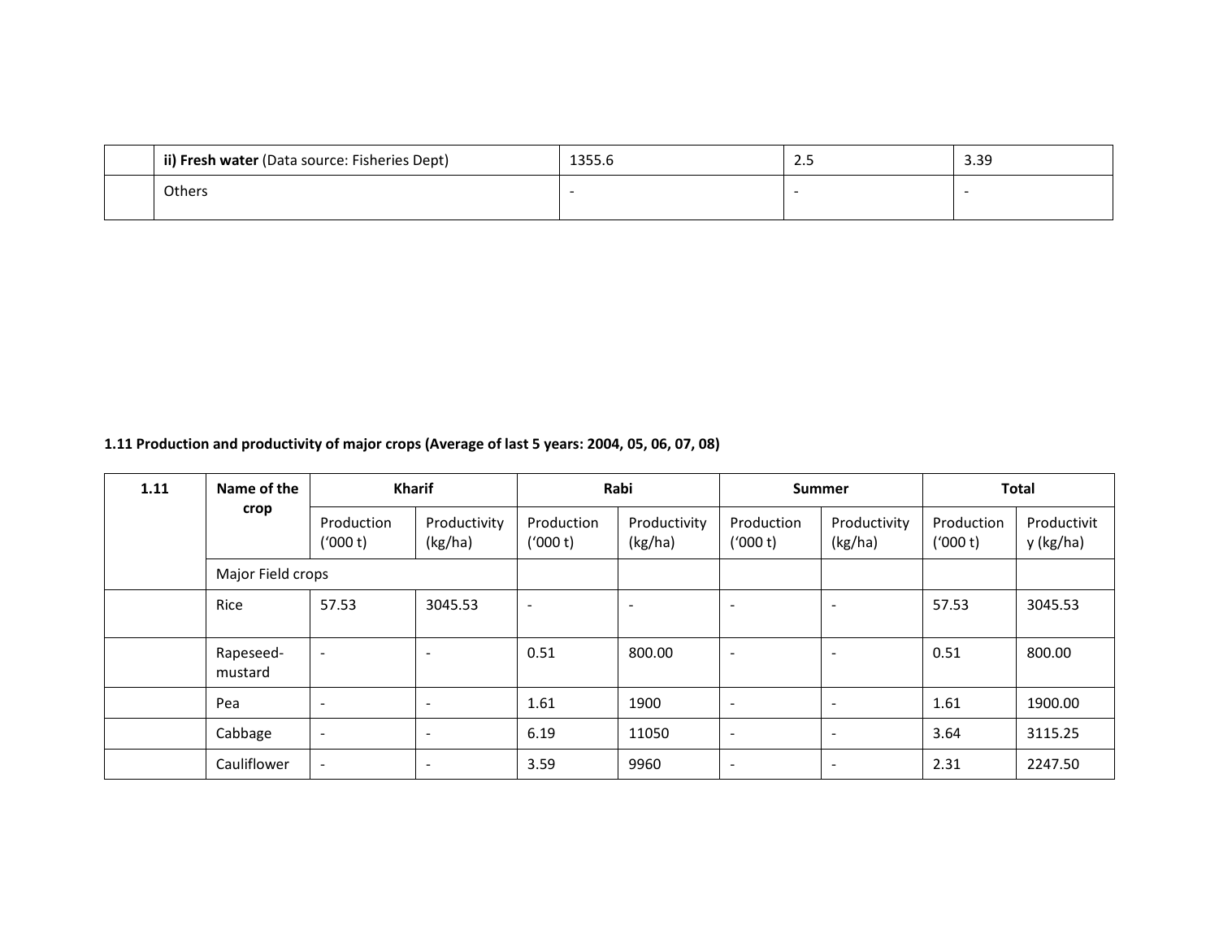| | ii) **Fresh water** (Data source: Fisheries Dept) | 1355.6 | 2.5 | 3.39 |
|---|---|---|---|---|
| | Others | - | - | - |

**1.11 Production and productivity of major crops (Average of last 5 years: 2004, 05, 06, 07, 08)**

| 1.11 | Name of the crop | Kharif | | Rabi | | Summer | | Total | |
|---|---|---|---|---|---|---|---|---|---|
| | | Production ('000 t) | Productivity (kg/ha) | Production ('000 t) | Productivity (kg/ha) | Production ('000 t) | Productivity (kg/ha) | Production ('000 t) | Productivity (kg/ha) |
| | Major Field crops | | | | | | | | |
| | Rice | 57.53 | 3045.53 | - | - | - | - | 57.53 | 3045.53 |
| | Rapeseed-mustard | - | - | 0.51 | 800.00 | - | - | 0.51 | 800.00 |
| | Pea | - | - | 1.61 | 1900 | - | - | 1.61 | 1900.00 |
| | Cabbage | - | - | 6.19 | 11050 | - | - | 3.64 | 3115.25 |
| | Cauliflower | - | - | 3.59 | 9960 | - | - | 2.31 | 2247.50 |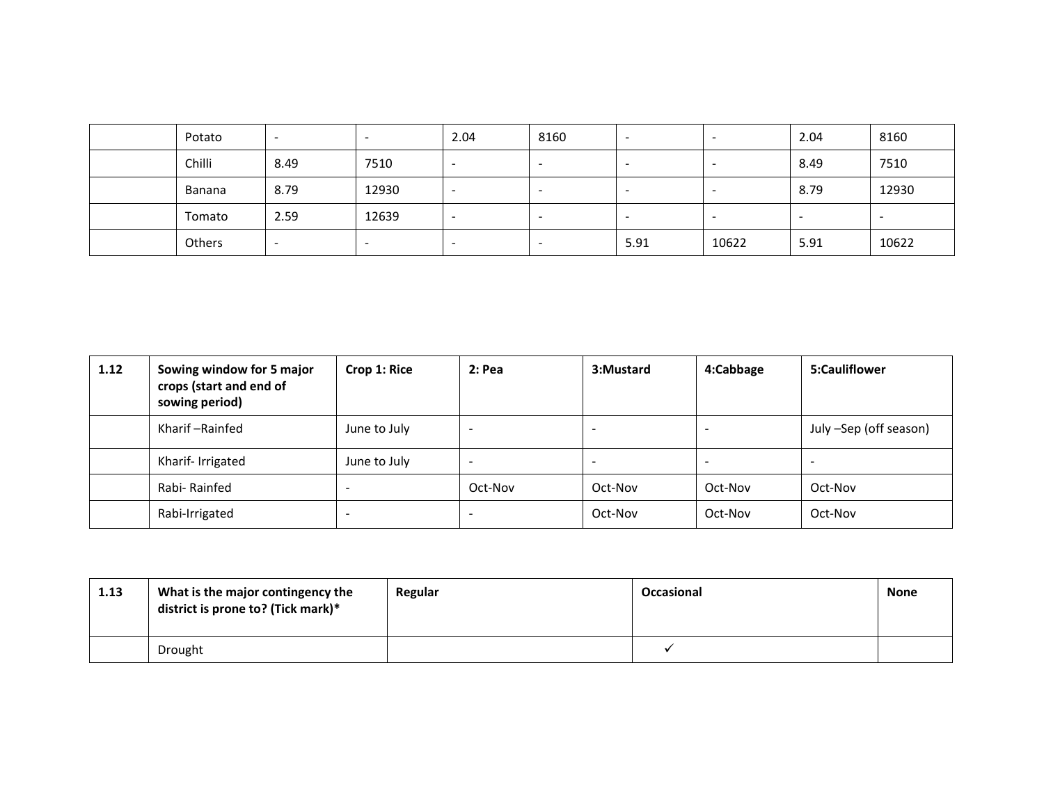| | | | | | | | | | |
|---|---|---|---|---|---|---|---|---|---|
| | Potato | - | - | 2.04 | 8160 | - | - | 2.04 | 8160 |
| | Chilli | 8.49 | 7510 | - | - | - | - | 8.49 | 7510 |
| | Banana | 8.79 | 12930 | - | - | - | - | 8.79 | 12930 |
| | Tomato | 2.59 | 12639 | - | - | - | - | - | - |
| | Others | - | - | - | - | 5.91 | 10622 | 5.91 | 10622 |

| 1.12 | Sowing window for 5 major crops (start and end of sowing period) | Crop 1: Rice | 2: Pea | 3:Mustard | 4:Cabbage | 5:Cauliflower |
|---|---|---|---|---|---|---|
| | Kharif –Rainfed | June to July | - | - | - | July –Sep (off season) |
| | Kharif- Irrigated | June to July | - | - | - | - |
| | Rabi- Rainfed | - | Oct-Nov | Oct-Nov | Oct-Nov | Oct-Nov |
| | Rabi-Irrigated | - | - | Oct-Nov | Oct-Nov | Oct-Nov |

| 1.13 | What is the major contingency the district is prone to? (Tick mark)* | Regular | Occasional | None |
|---|---|---|---|---|
| | Drought | | ✓ | |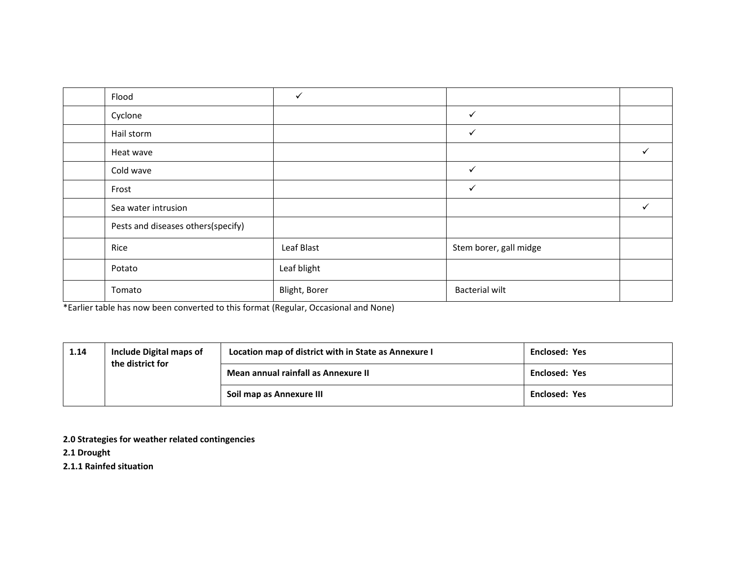| | | | | |
|---|---|---|---|---|
| | Flood | ✓ | | |
| | Cyclone | | ✓ | |
| | Hail storm | | ✓ | |
| | Heat wave | | | ✓ |
| | Cold wave | | ✓ | |
| | Frost | | ✓ | |
| | Sea water intrusion | | | ✓ |
| | Pests and diseases others(specify) | | | |
| | Rice | Leaf Blast | Stem borer, gall midge | |
| | Potato | Leaf blight | | |
| | Tomato | Blight, Borer | Bacterial wilt | |

*Earlier table has now been converted to this format (Regular, Occasional and None)

| | | | |
|---|---|---|---|
| **1.14** | **Include Digital maps of the district for** | **Location map of district with in State as Annexure I** | **Enclosed: Yes** |
| | | **Mean annual rainfall as Annexure II** | **Enclosed: Yes** |
| | | **Soil map as Annexure III** | **Enclosed: Yes** |

**2.0 Strategies for weather related contingencies**

**2.1 Drought**

**2.1.1 Rainfed situation**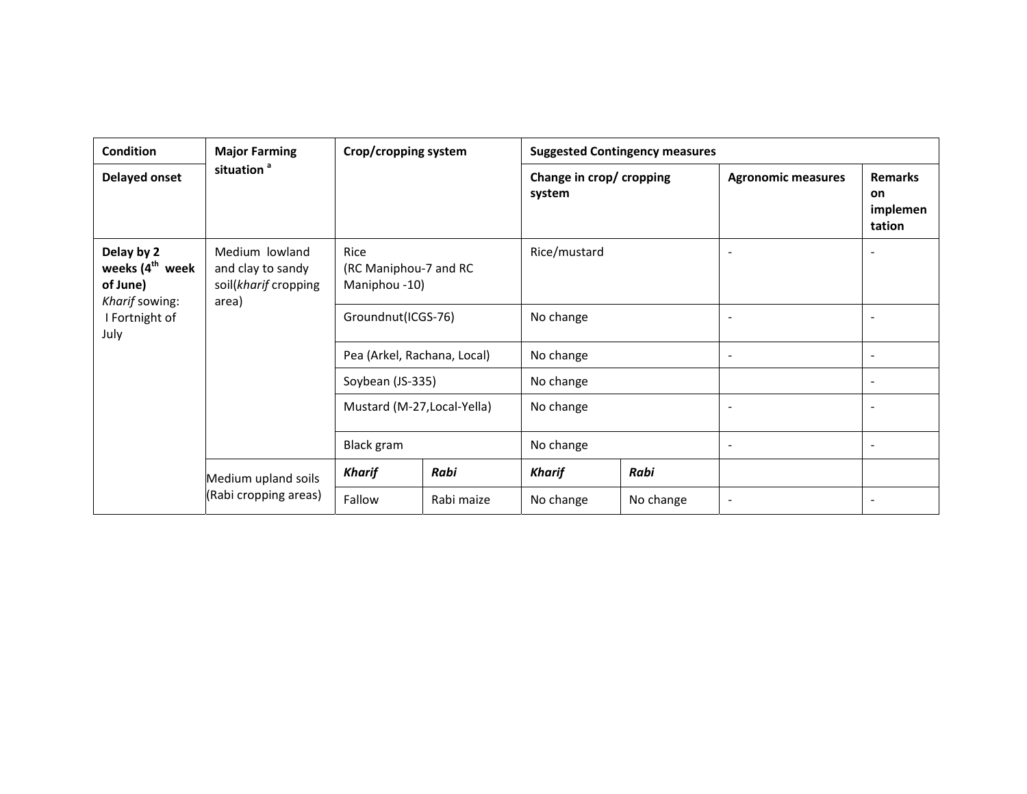| Condition | Major Farming situation [a] | Crop/cropping system | | Suggested Contingency measures | | | |
|---|---|---|---|---|---|---|---|
| Delayed onset | | | | Change in crop/ cropping system | | Agronomic measures | Remarks on implementation |
| **Delay by 2 weeks (4th week of June)** *Kharif* sowing: I Fortnight of July | Medium lowland and clay to sandy soil(*kharif* cropping area) | Rice (RC Maniphou-7 and RC Maniphou -10) | | Rice/mustard | | - | - |
| | | Groundnut(ICGS-76) | | No change | | - | - |
| | | Pea (Arkel, Rachana, Local) | | No change | | - | - |
| | | Soybean (JS-335) | | No change | | | - |
| | | Mustard (M-27,Local-Yella) | | No change | | - | - |
| | | Black gram | | No change | | - | - |
| | Medium upland soils (Rabi cropping areas) | ***Kharif*** | ***Rabi*** | ***Kharif*** | ***Rabi*** | | |
| | | Fallow | Rabi maize | No change | No change | - | - |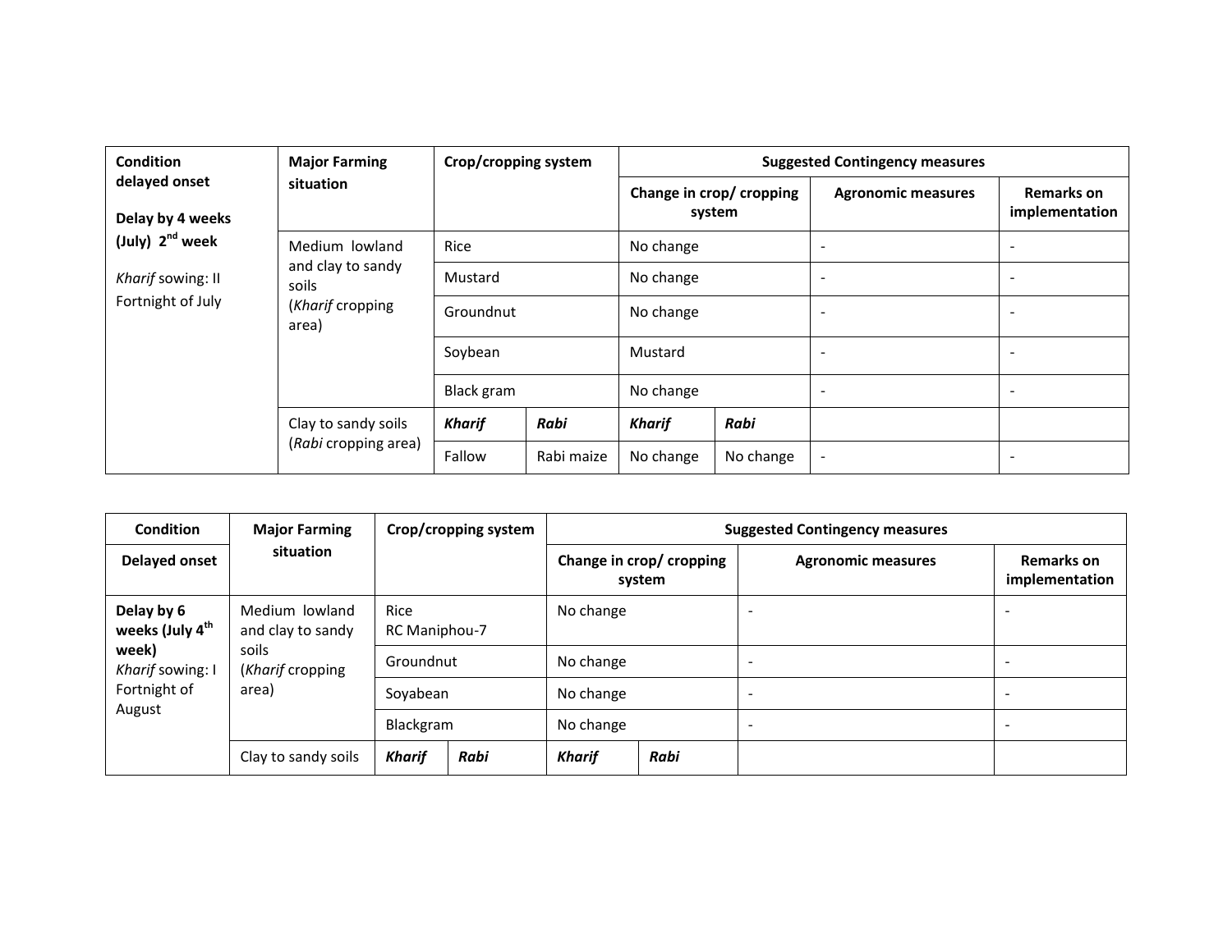| Condition delayed onset | Major Farming situation | Crop/cropping system | | Suggested Contingency measures | | | |
|---|---|---|---|---|---|---|---|
| | | | | Change in crop/ cropping system | | Agronomic measures | Remarks on implementation |
| **Delay by 4 weeks (July) 2nd week**<br><br>*Kharif* sowing: II Fortnight of July | Medium lowland and clay to sandy soils (*Kharif* cropping area) | Rice | | No change | | - | - |
| | | Mustard | | No change | | - | - |
| | | Groundnut | | No change | | - | - |
| | | Soybean | | Mustard | | - | - |
| | | Black gram | | No change | | - | - |
| | Clay to sandy soils (*Rabi* cropping area) | ***Kharif*** | ***Rabi*** | ***Kharif*** | ***Rabi*** | | |
| | | Fallow | Rabi maize | No change | No change | - | - |

| Condition | Major Farming situation | Crop/cropping system | | Suggested Contingency measures | | | |
|---|---|---|---|---|---|---|---|
| **Delayed onset** | | | | Change in crop/ cropping system | | Agronomic measures | Remarks on implementation |
| **Delay by 6 weeks (July 4th week)**<br>*Kharif* sowing: I Fortnight of August | Medium lowland and clay to sandy soils (*Kharif* cropping area) | Rice<br>RC Maniphou-7 | | No change | | - | - |
| | | Groundnut | | No change | | - | - |
| | | Soyabean | | No change | | - | - |
| | | Blackgram | | No change | | - | - |
| | Clay to sandy soils | ***Kharif*** | ***Rabi*** | ***Kharif*** | ***Rabi*** | | |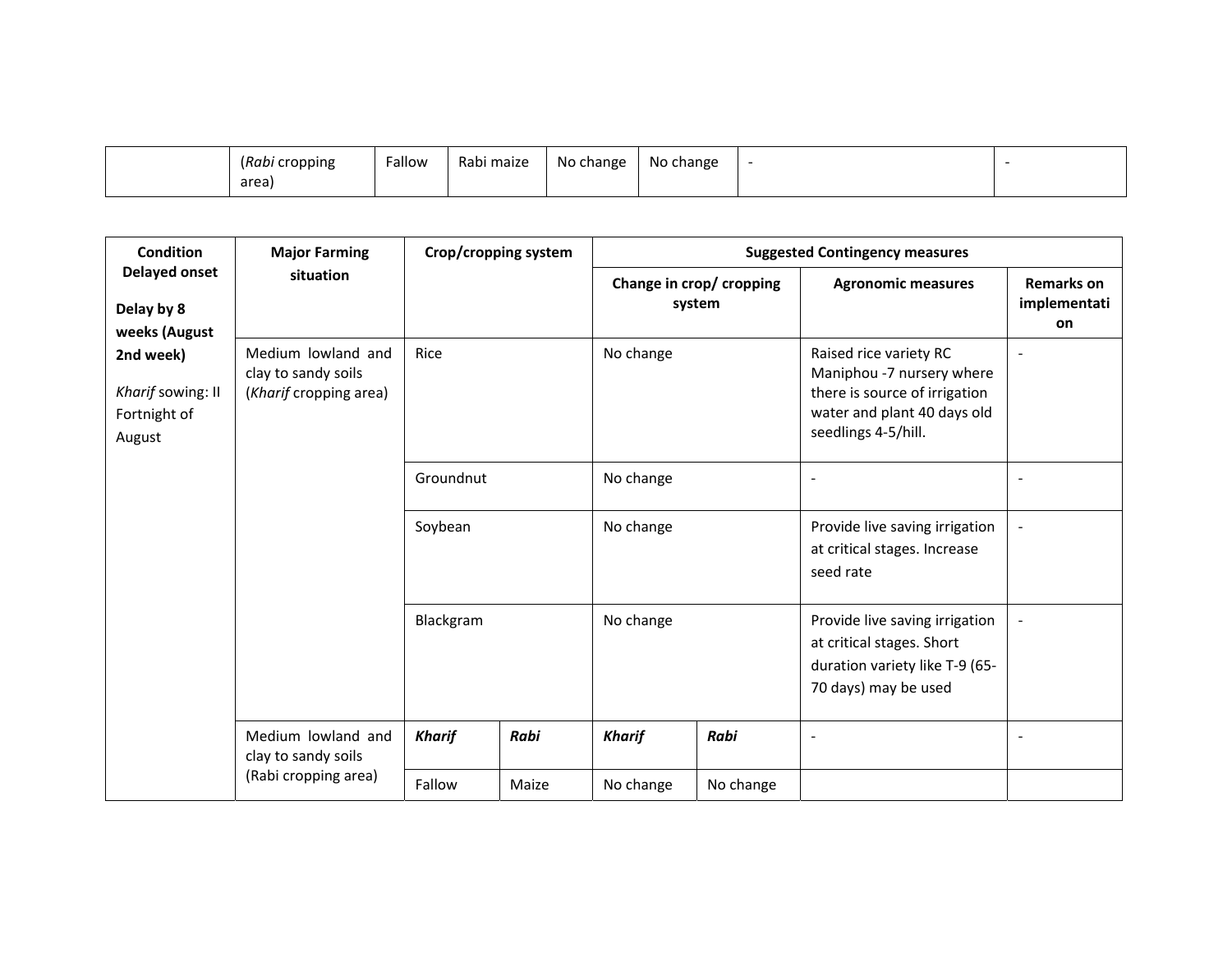| | (*Rabi* cropping area) | Fallow | Rabi maize | No change | No change | - | - |
|---|---|---|---|---|---|---|---|

| **Condition** **Delayed onset** | **Major Farming situation** | **Crop/cropping system** | | **Suggested Contingency measures** | | | |
|---|---|---|---|---|---|---|---|
| | | | | **Change in crop/ cropping system** | | **Agronomic measures** | **Remarks on implementation** |
| **Delay by 8 weeks (August 2nd week)** *Kharif* sowing: II Fortnight of August | Medium lowland and clay to sandy soils (*Kharif* cropping area) | Rice | | No change | | Raised rice variety RC Maniphou -7 nursery where there is source of irrigation water and plant 40 days old seedlings 4-5/hill. | - |
| | | Groundnut | | No change | | - | - |
| | | Soybean | | No change | | Provide live saving irrigation at critical stages. Increase seed rate | - |
| | | Blackgram | | No change | | Provide live saving irrigation at critical stages. Short duration variety like T-9 (65-70 days) may be used | - |
| | Medium lowland and clay to sandy soils (Rabi cropping area) | ***Kharif*** | ***Rabi*** | ***Kharif*** | ***Rabi*** | - | - |
| | | Fallow | Maize | No change | No change | | |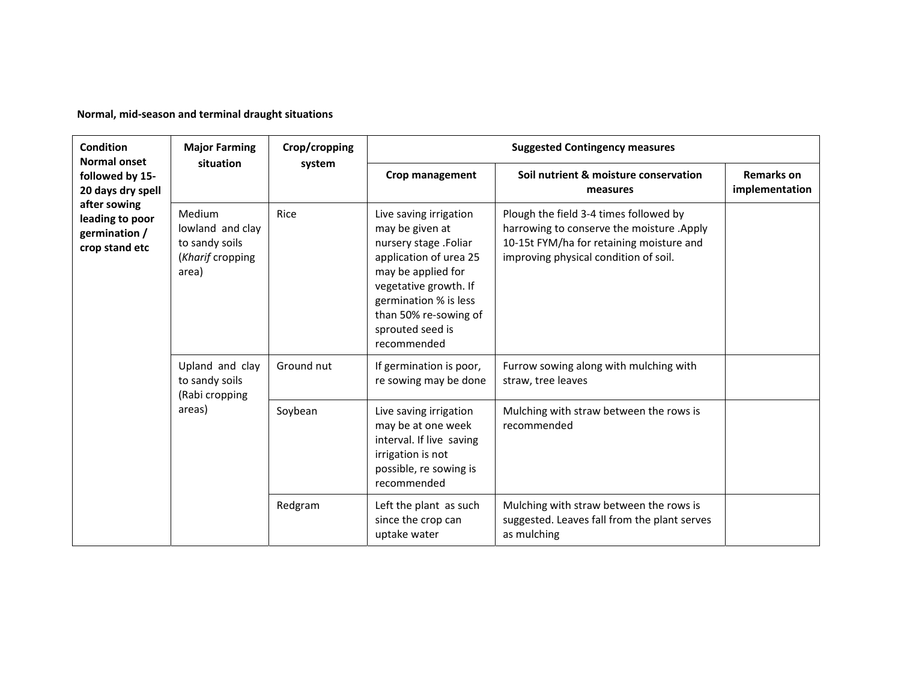**Normal, mid-season and terminal draught situations**

| Condition | Major Farming situation | Crop/cropping system | Suggested Contingency measures | | |
|---|---|---|---|---|---|
| | | | Crop management | Soil nutrient & moisture conservation measures | Remarks on implementation |
| **Normal onset followed by 15-20 days dry spell after sowing leading to poor germination / crop stand etc** | Medium lowland and clay to sandy soils (*Kharif* cropping area) | Rice | Live saving irrigation may be given at nursery stage .Foliar application of urea 25 may be applied for vegetative growth. If germination % is less than 50% re-sowing of sprouted seed is recommended | Plough the field 3-4 times followed by harrowing to conserve the moisture .Apply 10-15t FYM/ha for retaining moisture and improving physical condition of soil. | |
| | Upland and clay to sandy soils (Rabi cropping areas) | Ground nut | If germination is poor, re sowing may be done | Furrow sowing along with mulching with straw, tree leaves | |
| | | Soybean | Live saving irrigation may be at one week interval. If live saving irrigation is not possible, re sowing is recommended | Mulching with straw between the rows is recommended | |
| | | Redgram | Left the plant as such since the crop can uptake water | Mulching with straw between the rows is suggested. Leaves fall from the plant serves as mulching | |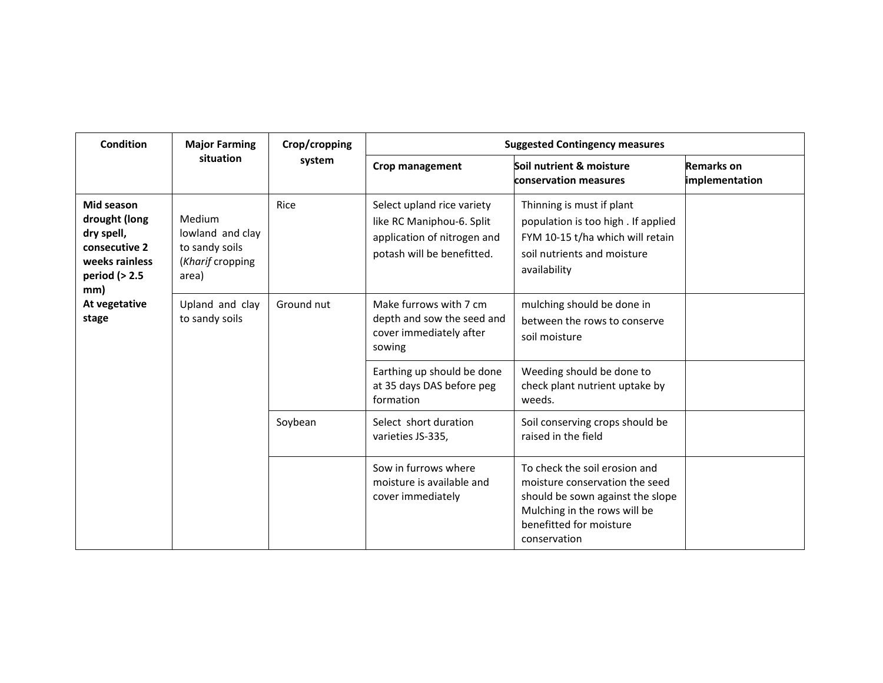| Condition | Major Farming situation | Crop/cropping system | Suggested Contingency measures | | |
|---|---|---|---|---|---|
| | | | Crop management | Soil nutrient & moisture conservation measures | Remarks on implementation |
| **Mid season drought (long dry spell, consecutive 2 weeks rainless period (> 2.5 mm)** **At vegetative stage** | Medium lowland and clay to sandy soils (*Kharif* cropping area) | Rice | Select upland rice variety like RC Maniphou-6. Split application of nitrogen and potash will be benefitted. | Thinning is must if plant population is too high . If applied FYM 10-15 t/ha which will retain soil nutrients and moisture availability | |
| | Upland and clay to sandy soils | Ground nut | Make furrows with 7 cm depth and sow the seed and cover immediately after sowing | mulching should be done in between the rows to conserve soil moisture | |
| | | | Earthing up should be done at 35 days DAS before peg formation | Weeding should be done to check plant nutrient uptake by weeds. | |
| | | Soybean | Select short duration varieties JS-335, | Soil conserving crops should be raised in the field | |
| | | | Sow in furrows where moisture is available and cover immediately | To check the soil erosion and moisture conservation the seed should be sown against the slope Mulching in the rows will be benefitted for moisture conservation | |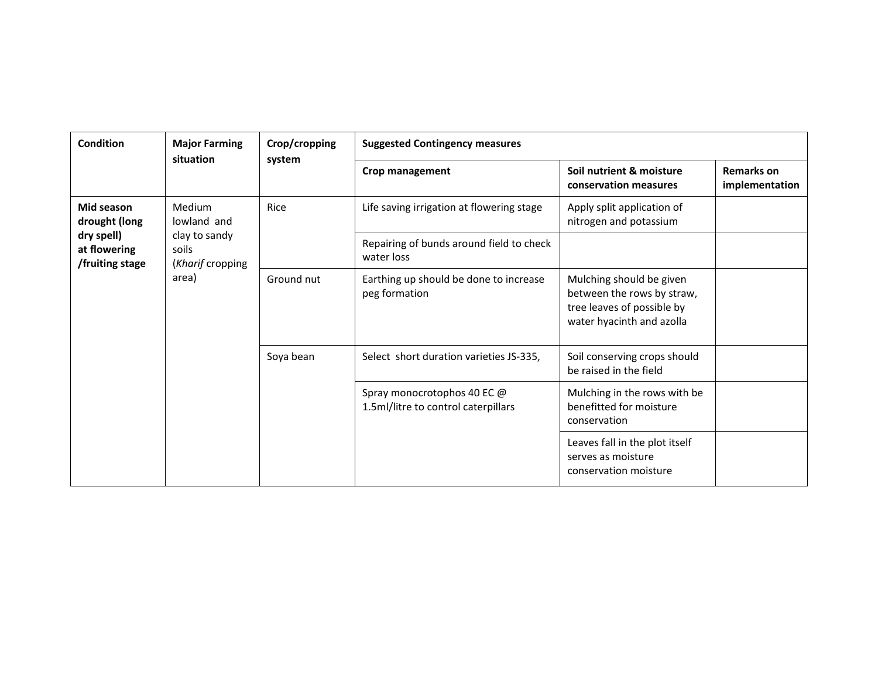| Condition | Major Farming situation | Crop/cropping system | Suggested Contingency measures | | |
|---|---|---|---|---|---|
| | | | Crop management | Soil nutrient & moisture conservation measures | Remarks on implementation |
| **Mid season drought (long dry spell) at flowering /fruiting stage** | Medium lowland and clay to sandy soils (*Kharif* cropping area) | Rice | Life saving irrigation at flowering stage | Apply split application of nitrogen and potassium | |
| | | | Repairing of bunds around field to check water loss | | |
| | | Ground nut | Earthing up should be done to increase peg formation | Mulching should be given between the rows by straw, tree leaves of possible by water hyacinth and azolla | |
| | | Soya bean | Select short duration varieties JS-335, | Soil conserving crops should be raised in the field | |
| | | | Spray monocrotophos 40 EC @ 1.5ml/litre to control caterpillars | Mulching in the rows with be benefitted for moisture conservation | |
| | | | | Leaves fall in the plot itself serves as moisture conservation moisture | |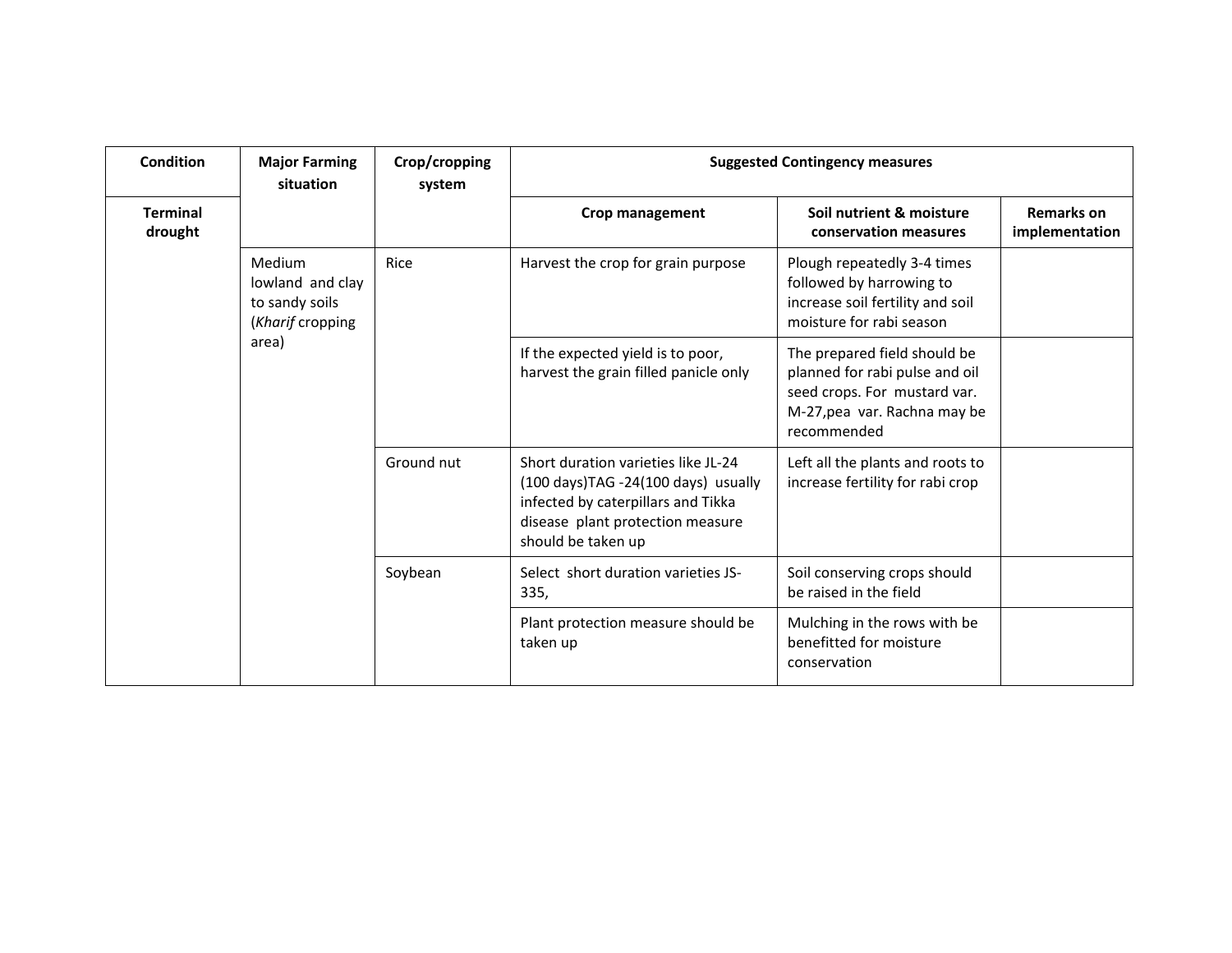| Condition | Major Farming situation | Crop/cropping system | Suggested Contingency measures | | |
|---|---|---|---|---|---|
| **Terminal drought** | | | **Crop management** | **Soil nutrient & moisture conservation measures** | **Remarks on implementation** |
| | Medium lowland and clay to sandy soils (*Kharif* cropping area) | Rice | Harvest the crop for grain purpose | Plough repeatedly 3-4 times followed by harrowing to increase soil fertility and soil moisture for rabi season | |
| | | | If the expected yield is to poor, harvest the grain filled panicle only | The prepared field should be planned for rabi pulse and oil seed crops. For mustard var. M-27,pea var. Rachna may be recommended | |
| | | Ground nut | Short duration varieties like JL-24 (100 days)TAG -24(100 days) usually infected by caterpillars and Tikka disease plant protection measure should be taken up | Left all the plants and roots to increase fertility for rabi crop | |
| | | Soybean | Select short duration varieties JS-335, | Soil conserving crops should be raised in the field | |
| | | | Plant protection measure should be taken up | Mulching in the rows with be benefitted for moisture conservation | |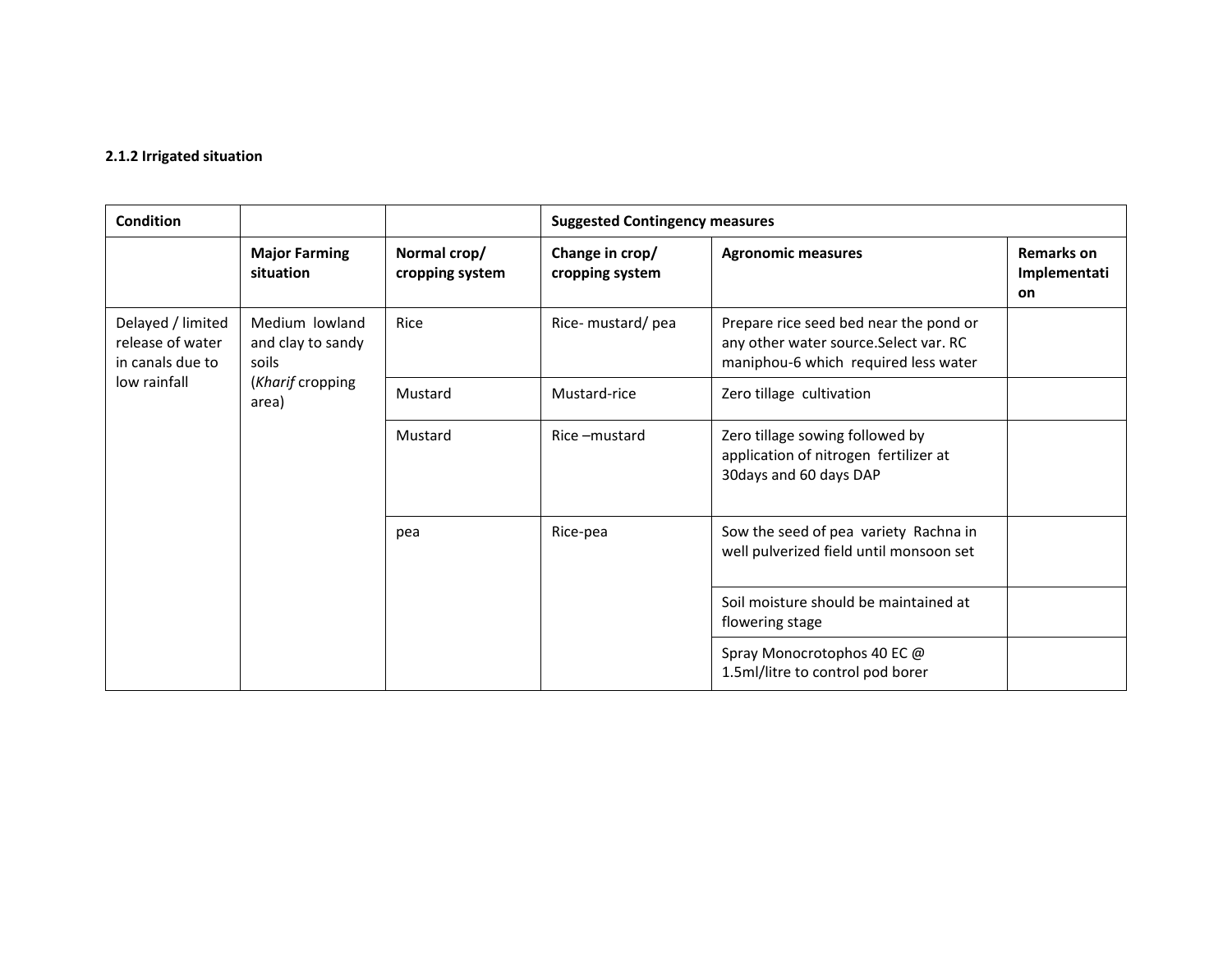**2.1.2 Irrigated situation**

| Condition | | | Suggested Contingency measures | | |
|---|---|---|---|---|---|
| | **Major Farming situation** | **Normal crop/ cropping system** | **Change in crop/ cropping system** | **Agronomic measures** | **Remarks on Implementation** |
| Delayed / limited release of water in canals due to low rainfall | Medium lowland and clay to sandy soils (*Kharif* cropping area) | Rice | Rice- mustard/ pea | Prepare rice seed bed near the pond or any other water source.Select var. RC maniphou-6 which required less water | |
| | | Mustard | Mustard-rice | Zero tillage cultivation | |
| | | Mustard | Rice –mustard | Zero tillage sowing followed by application of nitrogen fertilizer at 30days and 60 days DAP | |
| | | pea | Rice-pea | Sow the seed of pea variety Rachna in well pulverized field until monsoon set | |
| | | | | Soil moisture should be maintained at flowering stage | |
| | | | | Spray Monocrotophos 40 EC @ 1.5ml/litre to control pod borer | |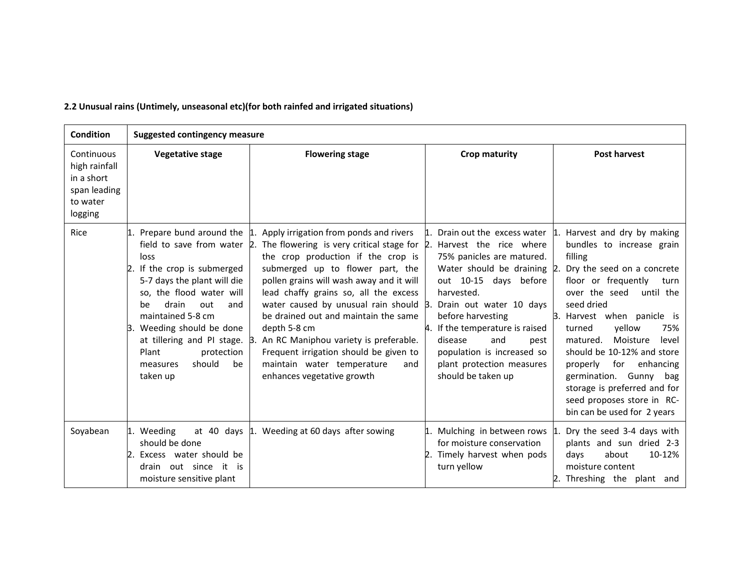**2.2 Unusual rains (Untimely, unseasonal etc)(for both rainfed and irrigated situations)**

| Condition | Suggested contingency measure | | | |
|---|---|---|---|---|
| Continuous high rainfall in a short span leading to water logging | **Vegetative stage** | **Flowering stage** | **Crop maturity** | **Post harvest** |
| Rice | 1. Prepare bund around the field to save from water loss<br>2. If the crop is submerged 5-7 days the plant will die so, the flood water will be drain out and maintained 5-8 cm<br>3. Weeding should be done at tillering and PI stage. Plant protection measures should be taken up | 1. Apply irrigation from ponds and rivers<br>2. The flowering is very critical stage for the crop production if the crop is submerged up to flower part, the pollen grains will wash away and it will lead chaffy grains so, all the excess water caused by unusual rain should be drained out and maintain the same depth 5-8 cm<br>3. An RC Maniphou variety is preferable. Frequent irrigation should be given to maintain water temperature and enhances vegetative growth | 1. Drain out the excess water<br>2. Harvest the rice where 75% panicles are matured. Water should be draining out 10-15 days before harvested.<br>3. Drain out water 10 days before harvesting<br>4. If the temperature is raised disease and pest population is increased so plant protection measures should be taken up | 1. Harvest and dry by making bundles to increase grain filling<br>2. Dry the seed on a concrete floor or frequently turn over the seed until the seed dried<br>3. Harvest when panicle is turned yellow 75% matured. Moisture level should be 10-12% and store properly for enhancing germination. Gunny bag storage is preferred and for seed proposes store in RC-bin can be used for 2 years |
| Soyabean | 1. Weeding at 40 days should be done<br>2. Excess water should be drain out since it is moisture sensitive plant | 1. Weeding at 60 days after sowing | 1. Mulching in between rows for moisture conservation<br>2. Timely harvest when pods turn yellow | 1. Dry the seed 3-4 days with plants and sun dried 2-3 days about 10-12% moisture content<br>2. Threshing the plant and |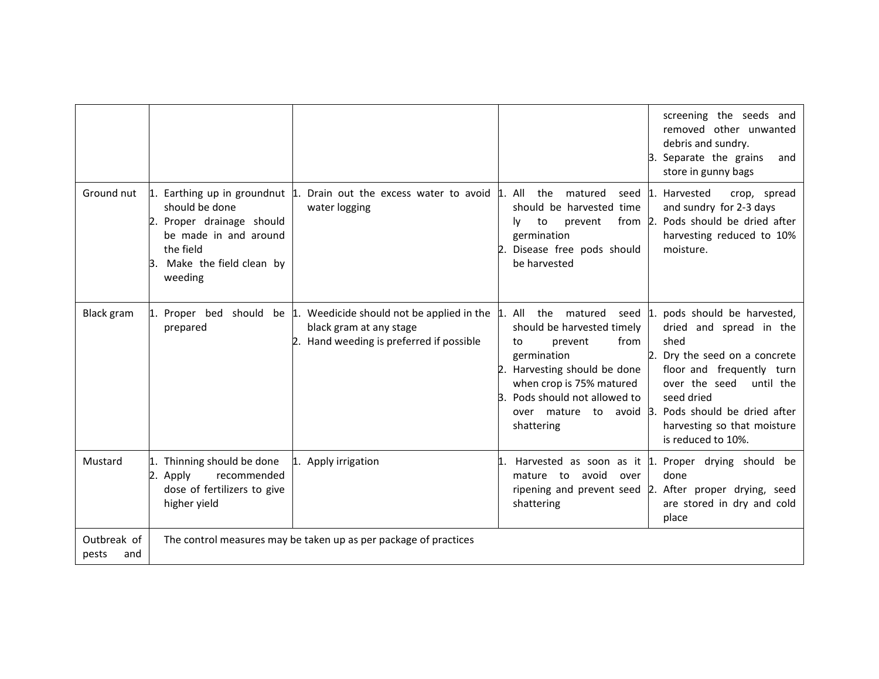| | | | | |
|---|---|---|---|---|
| | | | | screening the seeds and removed other unwanted debris and sundry.<br>3. Separate the grains and store in gunny bags |
| Ground nut | 1. Earthing up in groundnut should be done<br>2. Proper drainage should be made in and around the field<br>3. Make the field clean by weeding | 1. Drain out the excess water to avoid water logging | 1. All the matured seed should be harvested time ly to prevent from germination<br>2. Disease free pods should be harvested | 1. Harvested crop, spread and sundry for 2-3 days<br>2. Pods should be dried after harvesting reduced to 10% moisture. |
| Black gram | 1. Proper bed should be prepared | 1. Weedicide should not be applied in the black gram at any stage<br>2. Hand weeding is preferred if possible | 1. All the matured seed should be harvested timely to prevent from germination<br>2. Harvesting should be done when crop is 75% matured<br>3. Pods should not allowed to over mature to avoid shattering | 1. pods should be harvested, dried and spread in the shed<br>2. Dry the seed on a concrete floor and frequently turn over the seed until the seed dried<br>3. Pods should be dried after harvesting so that moisture is reduced to 10%. |
| Mustard | 1. Thinning should be done<br>2. Apply recommended dose of fertilizers to give higher yield | 1. Apply irrigation | 1. Harvested as soon as it mature to avoid over ripening and prevent seed shattering | 1. Proper drying should be done<br>2. After proper drying, seed are stored in dry and cold place |
| Outbreak of pests and | The control measures may be taken up as per package of practices | | | |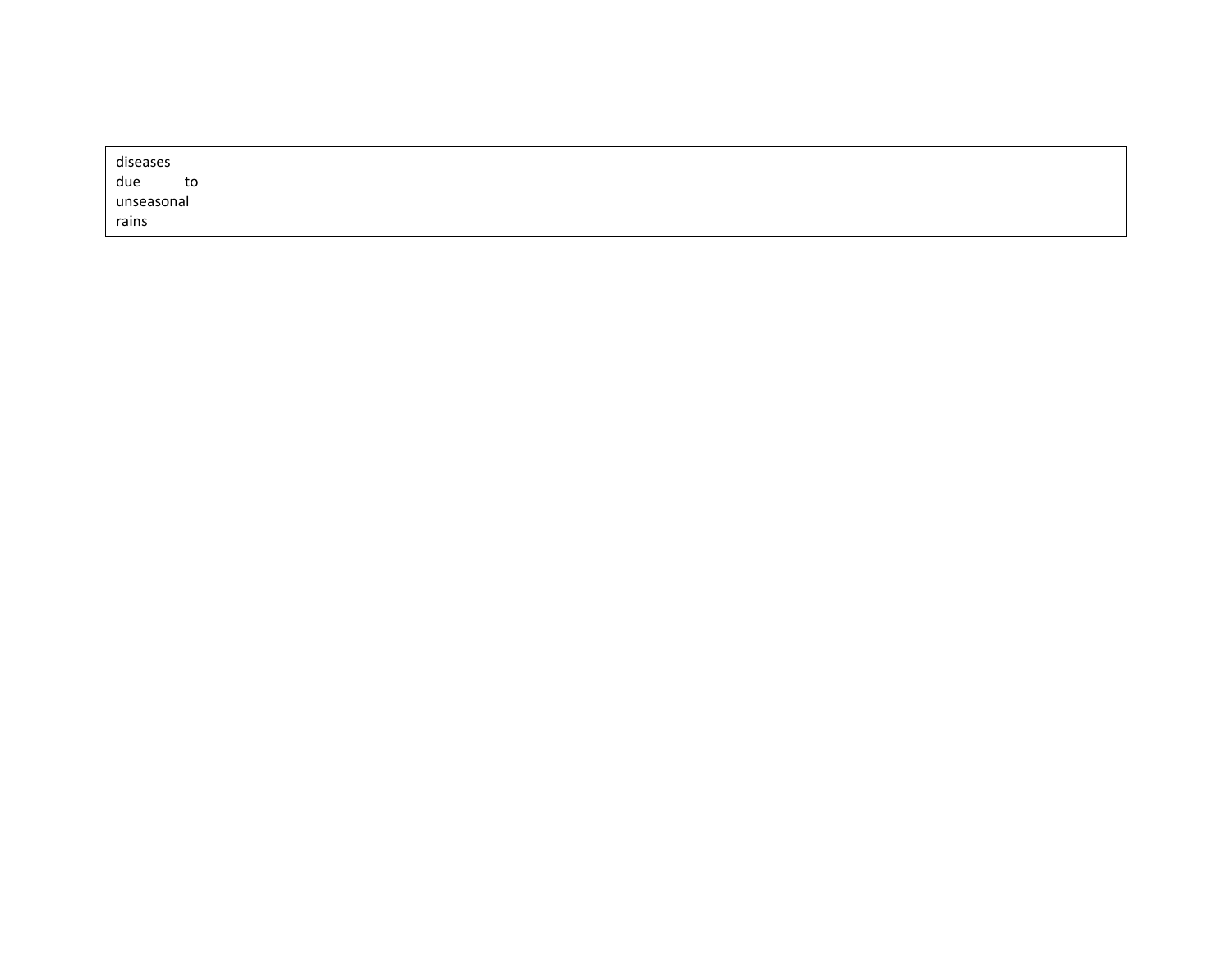| diseases due to unseasonal rains | |
|---|---|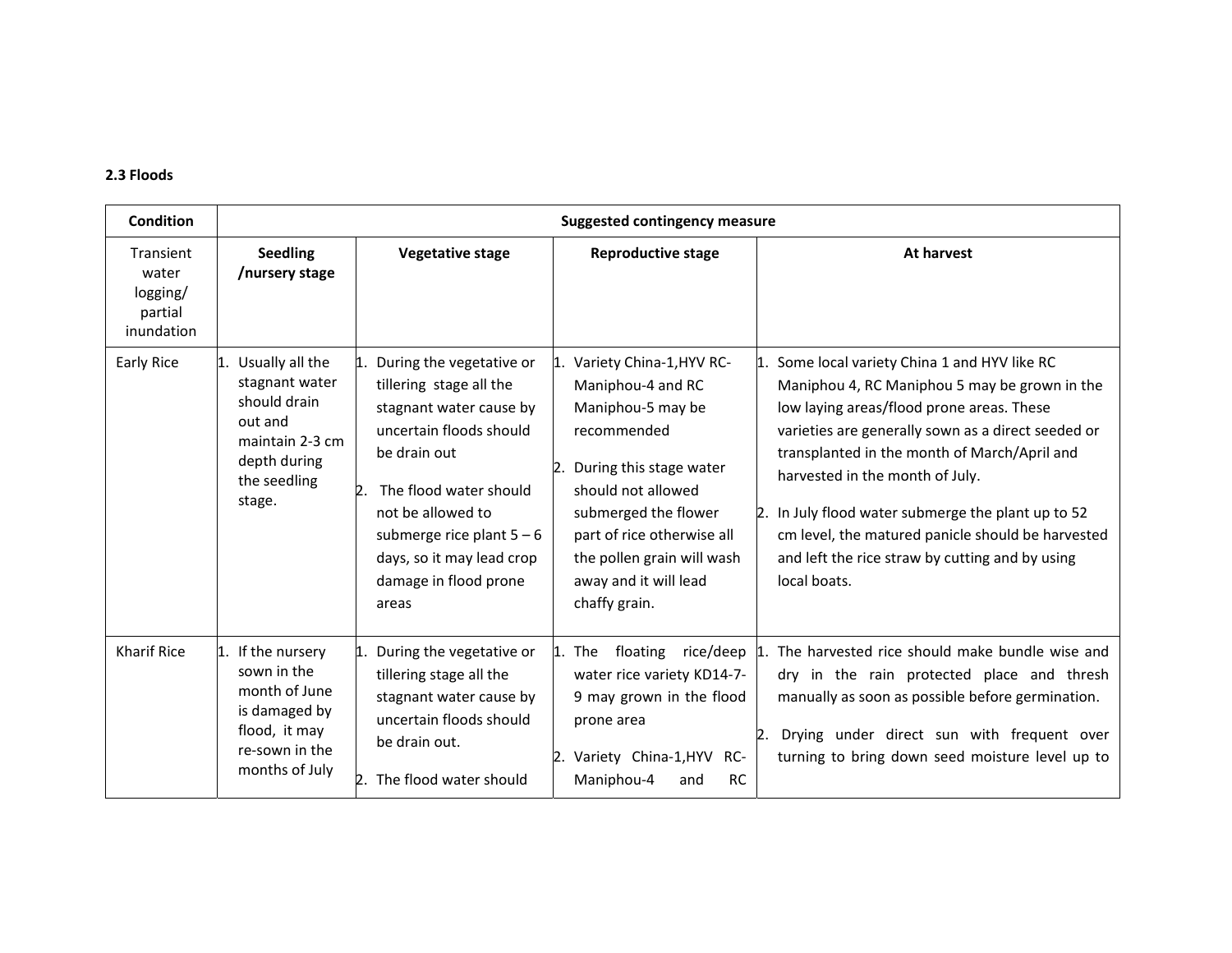### 2.3 Floods

| Condition | Suggested contingency measure | | | |
|---|---|---|---|---|
| Transient water logging/ partial inundation | **Seedling /nursery stage** | **Vegetative stage** | **Reproductive stage** | **At harvest** |
| Early Rice | 1. Usually all the stagnant water should drain out and maintain 2-3 cm depth during the seedling stage. | 1. During the vegetative or tillering stage all the stagnant water cause by uncertain floods should be drain out<br>2. The flood water should not be allowed to submerge rice plant 5 – 6 days, so it may lead crop damage in flood prone areas | 1. Variety China-1,HYV RC-Maniphou-4 and RC Maniphou-5 may be recommended<br>2. During this stage water should not allowed submerged the flower part of rice otherwise all the pollen grain will wash away and it will lead chaffy grain. | 1. Some local variety China 1 and HYV like RC Maniphou 4, RC Maniphou 5 may be grown in the low laying areas/flood prone areas. These varieties are generally sown as a direct seeded or transplanted in the month of March/April and harvested in the month of July.<br>2. In July flood water submerge the plant up to 52 cm level, the matured panicle should be harvested and left the rice straw by cutting and by using local boats. |
| Kharif Rice | 1. If the nursery sown in the month of June is damaged by flood, it may re-sown in the months of July | 1. During the vegetative or tillering stage all the stagnant water cause by uncertain floods should be drain out.<br>2. The flood water should | 1. The floating rice/deep water rice variety KD14-7-9 may grown in the flood prone area<br>2. Variety China-1,HYV RC-Maniphou-4 and RC | 1. The harvested rice should make bundle wise and dry in the rain protected place and thresh manually as soon as possible before germination.<br>2. Drying under direct sun with frequent over turning to bring down seed moisture level up to |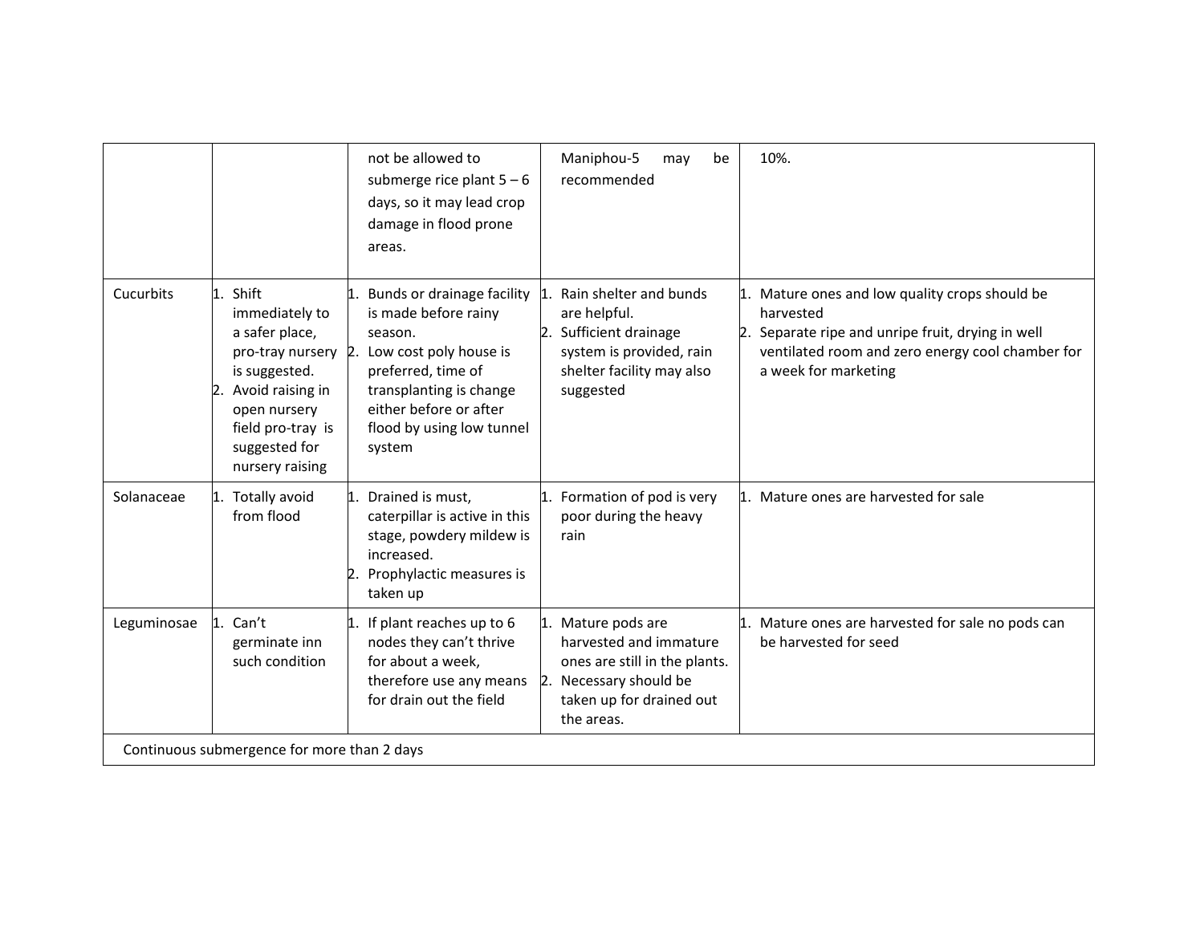| | | | | |
|---|---|---|---|---|
| | | not be allowed to submerge rice plant 5 – 6 days, so it may lead crop damage in flood prone areas. | Maniphou-5 may be recommended | 10%. |
| Cucurbits | 1. Shift immediately to a safer place, pro-tray nursery is suggested.<br>2. Avoid raising in open nursery field pro-tray is suggested for nursery raising | 1. Bunds or drainage facility is made before rainy season.<br>2. Low cost poly house is preferred, time of transplanting is change either before or after flood by using low tunnel system | 1. Rain shelter and bunds are helpful.<br>2. Sufficient drainage system is provided, rain shelter facility may also suggested | 1. Mature ones and low quality crops should be harvested<br>2. Separate ripe and unripe fruit, drying in well ventilated room and zero energy cool chamber for a week for marketing |
| Solanaceae | 1. Totally avoid from flood | 1. Drained is must, caterpillar is active in this stage, powdery mildew is increased.<br>2. Prophylactic measures is taken up | 1. Formation of pod is very poor during the heavy rain | 1. Mature ones are harvested for sale |
| Leguminosae | 1. Can't germinate inn such condition | 1. If plant reaches up to 6 nodes they can't thrive for about a week, therefore use any means for drain out the field | 1. Mature pods are harvested and immature ones are still in the plants.<br>2. Necessary should be taken up for drained out the areas. | 1. Mature ones are harvested for sale no pods can be harvested for seed |
| Continuous submergence for more than 2 days | | | | |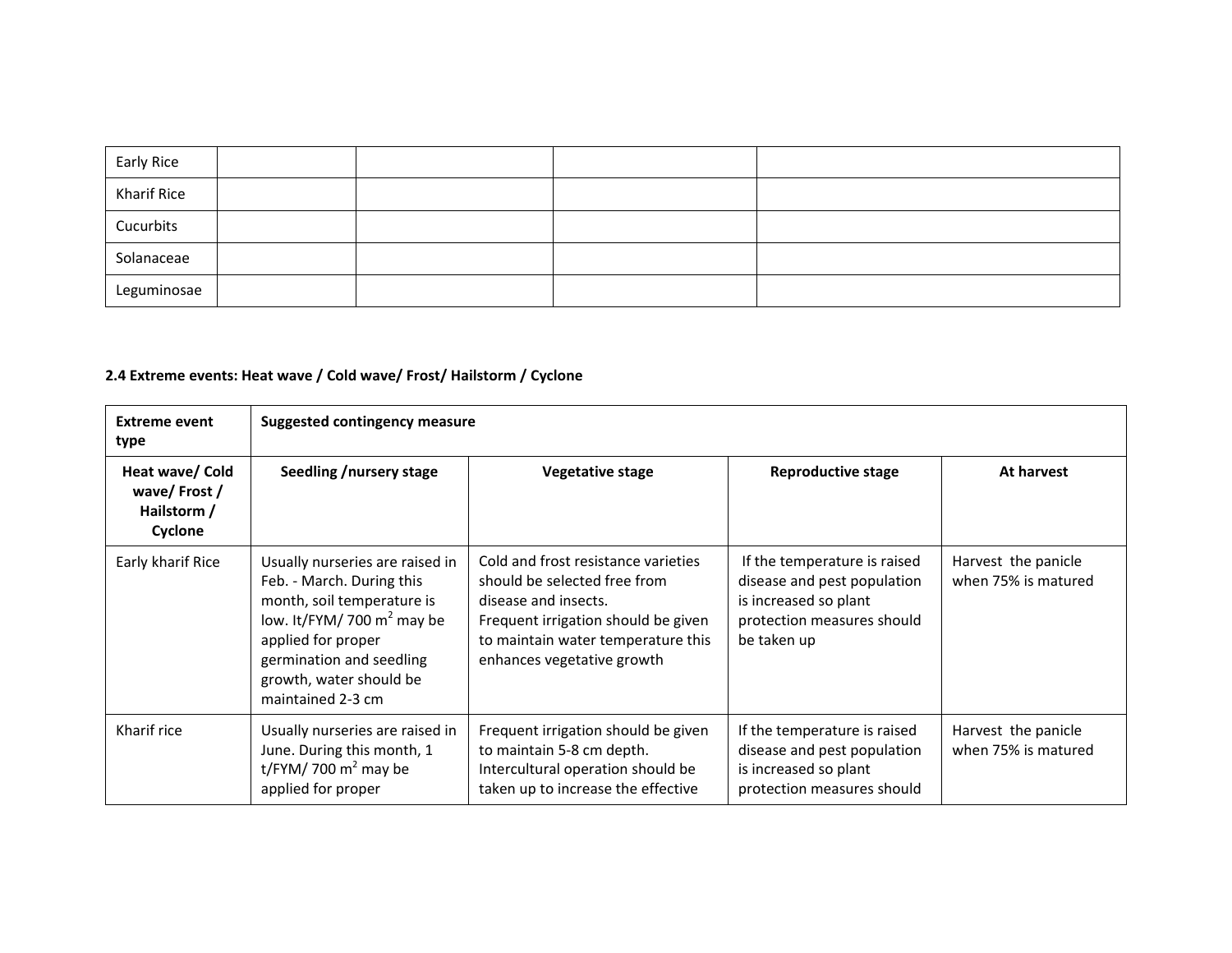| | | | | |
|---|---|---|---|---|
| Early Rice | | | | |
| Kharif Rice | | | | |
| Cucurbits | | | | |
| Solanaceae | | | | |
| Leguminosae | | | | |

**2.4 Extreme events: Heat wave / Cold wave/ Frost/ Hailstorm / Cyclone**

| Extreme event type | Suggested contingency measure | | | |
|---|---|---|---|---|
| **Heat wave/ Cold wave/ Frost / Hailstorm / Cyclone** | **Seedling /nursery stage** | **Vegetative stage** | **Reproductive stage** | **At harvest** |
| Early kharif Rice | Usually nurseries are raised in Feb. - March. During this month, soil temperature is low. lt/FYM/ 700 $m^2$ may be applied for proper germination and seedling growth, water should be maintained 2-3 cm | Cold and frost resistance varieties should be selected free from disease and insects.<br>Frequent irrigation should be given to maintain water temperature this enhances vegetative growth | If the temperature is raised disease and pest population is increased so plant protection measures should be taken up | Harvest the panicle when 75% is matured |
| Kharif rice | Usually nurseries are raised in June. During this month, 1 t/FYM/ 700 $m^2$ may be applied for proper | Frequent irrigation should be given to maintain 5-8 cm depth.<br>Intercultural operation should be taken up to increase the effective | If the temperature is raised disease and pest population is increased so plant protection measures should | Harvest the panicle when 75% is matured |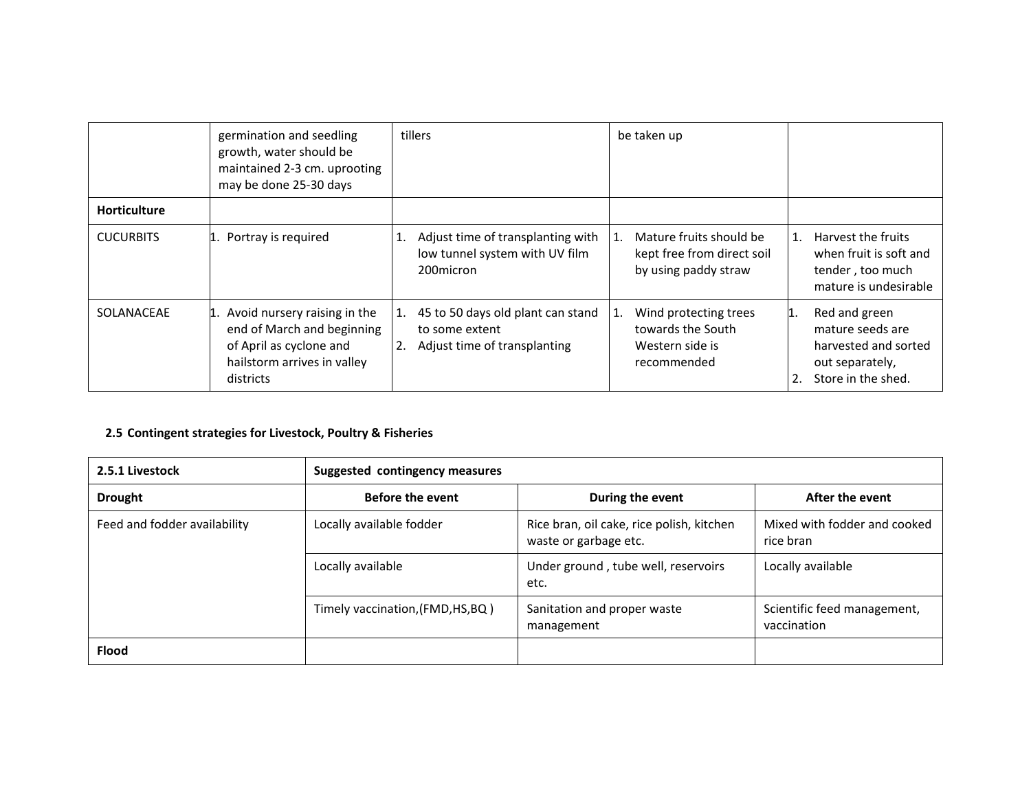|  | germination and seedling growth, water should be maintained 2-3 cm. uprooting may be done 25-30 days | tillers | be taken up |  |
|---|---|---|---|---|
| **Horticulture** |  |  |  |  |
| CUCURBITS | 1. Portray is required | 1. Adjust time of transplanting with low tunnel system with UV film 200micron | 1. Mature fruits should be kept free from direct soil by using paddy straw | 1. Harvest the fruits when fruit is soft and tender , too much mature is undesirable |
| SOLANACEAE | 1. Avoid nursery raising in the end of March and beginning of April as cyclone and hailstorm arrives in valley districts | 1. 45 to 50 days old plant can stand to some extent<br>2. Adjust time of transplanting | 1. Wind protecting trees towards the South Western side is recommended | 1. Red and green mature seeds are harvested and sorted out separately,<br>2. Store in the shed. |

## 2.5 Contingent strategies for Livestock, Poultry & Fisheries

| **2.5.1 Livestock** | **Suggested contingency measures** | | |
|---|---|---|---|
| **Drought** | **Before the event** | **During the event** | **After the event** |
| Feed and fodder availability | Locally available fodder | Rice bran, oil cake, rice polish, kitchen waste or garbage etc. | Mixed with fodder and cooked rice bran |
|  | Locally available | Under ground , tube well, reservoirs etc. | Locally available |
|  | Timely vaccination,(FMD,HS,BQ ) | Sanitation and proper waste management | Scientific feed management, vaccination |
| **Flood** |  |  |  |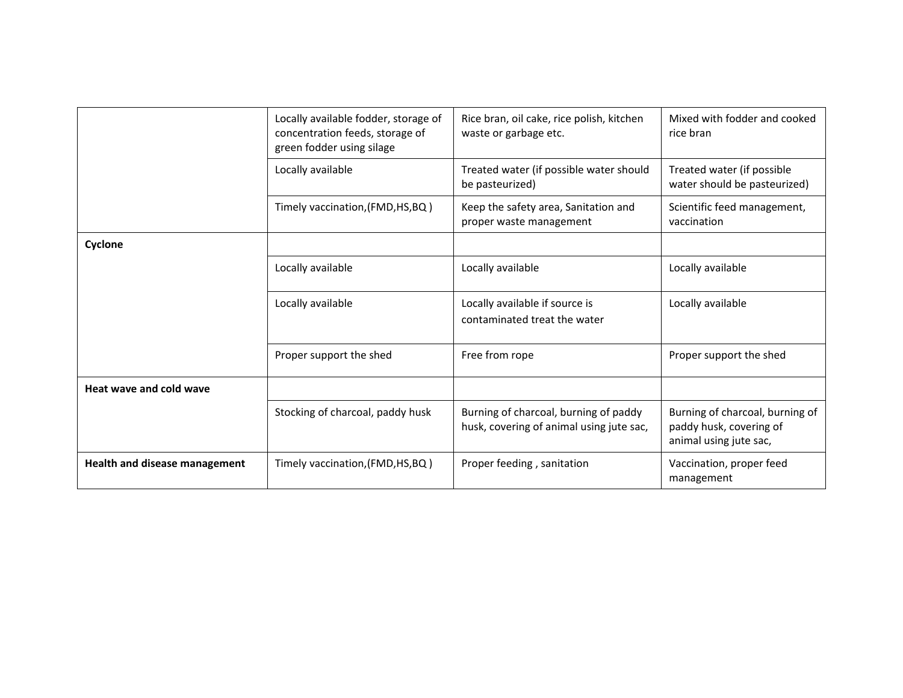| | | | |
|---|---|---|---|
| | Locally available fodder, storage of concentration feeds, storage of green fodder using silage | Rice bran, oil cake, rice polish, kitchen waste or garbage etc. | Mixed with fodder and cooked rice bran |
| | Locally available | Treated water (if possible water should be pasteurized) | Treated water (if possible water should be pasteurized) |
| | Timely vaccination,(FMD,HS,BQ ) | Keep the safety area, Sanitation and proper waste management | Scientific feed management, vaccination |
| **Cyclone** | | | |
| | Locally available | Locally available | Locally available |
| | Locally available | Locally available if source is contaminated treat the water | Locally available |
| | Proper support the shed | Free from rope | Proper support the shed |
| **Heat wave and cold wave** | | | |
| | Stocking of charcoal, paddy husk | Burning of charcoal, burning of paddy husk, covering of animal using jute sac, | Burning of charcoal, burning of paddy husk, covering of animal using jute sac, |
| **Health and disease management** | Timely vaccination,(FMD,HS,BQ ) | Proper feeding , sanitation | Vaccination, proper feed management |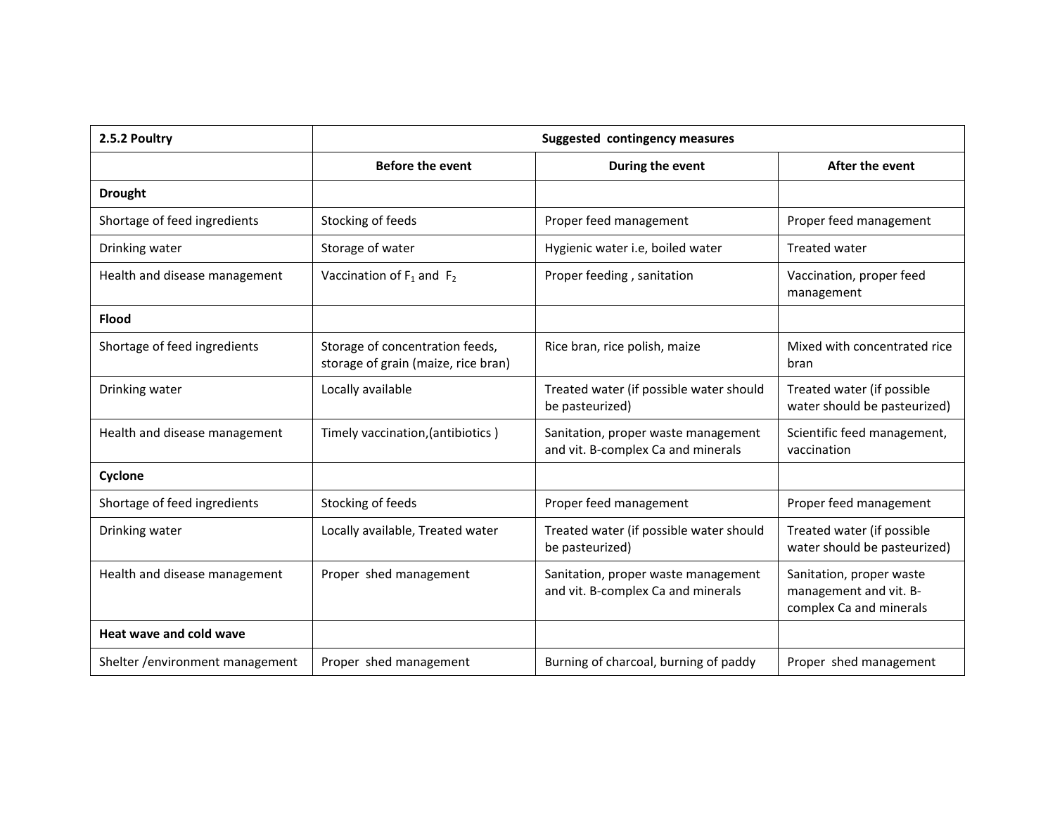| 2.5.2 Poultry | Suggested contingency measures | | |
|---|---|---|---|
| | **Before the event** | **During the event** | **After the event** |
| **Drought** | | | |
| Shortage of feed ingredients | Stocking of feeds | Proper feed management | Proper feed management |
| Drinking water | Storage of water | Hygienic water i.e, boiled water | Treated water |
| Health and disease management | Vaccination of $F_1$ and $F_2$ | Proper feeding , sanitation | Vaccination, proper feed management |
| **Flood** | | | |
| Shortage of feed ingredients | Storage of concentration feeds, storage of grain (maize, rice bran) | Rice bran, rice polish, maize | Mixed with concentrated rice bran |
| Drinking water | Locally available | Treated water (if possible water should be pasteurized) | Treated water (if possible water should be pasteurized) |
| Health and disease management | Timely vaccination,(antibiotics ) | Sanitation, proper waste management and vit. B-complex Ca and minerals | Scientific feed management, vaccination |
| **Cyclone** | | | |
| Shortage of feed ingredients | Stocking of feeds | Proper feed management | Proper feed management |
| Drinking water | Locally available, Treated water | Treated water (if possible water should be pasteurized) | Treated water (if possible water should be pasteurized) |
| Health and disease management | Proper shed management | Sanitation, proper waste management and vit. B-complex Ca and minerals | Sanitation, proper waste management and vit. B-complex Ca and minerals |
| **Heat wave and cold wave** | | | |
| Shelter /environment management | Proper shed management | Burning of charcoal, burning of paddy | Proper shed management |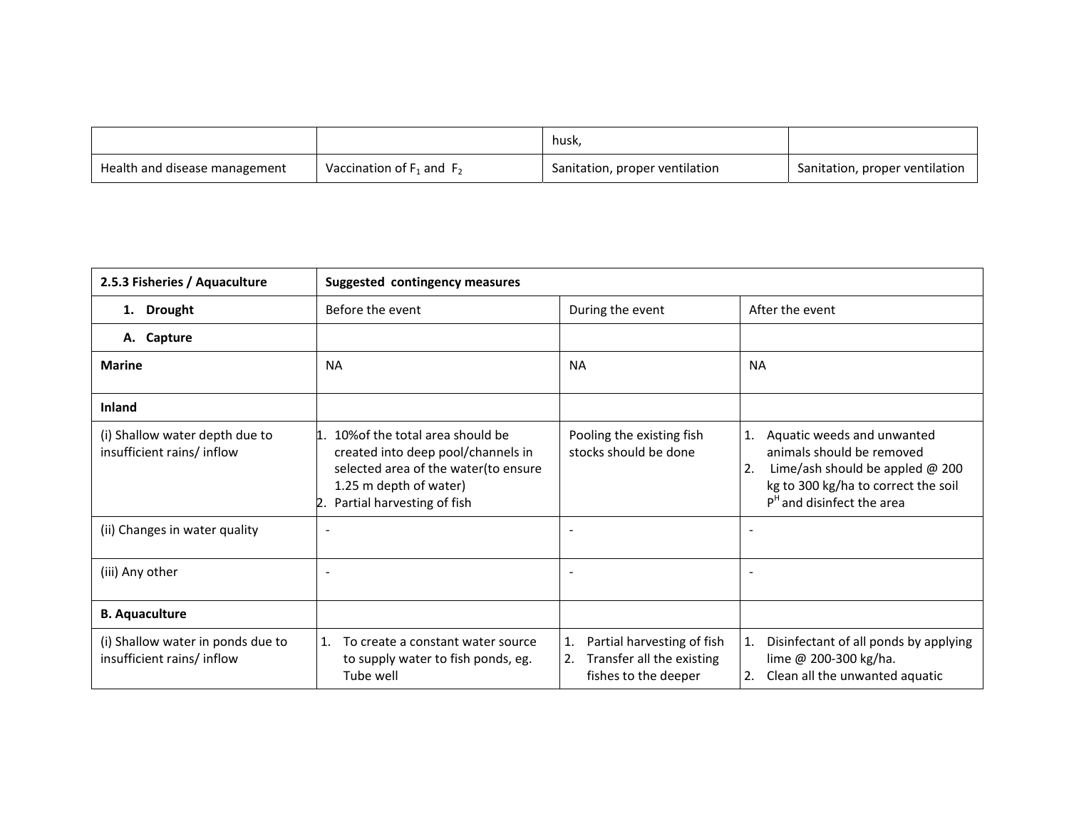| | | husk, | |
|---|---|---|---|
| Health and disease management | Vaccination of $F_1$ and $F_2$ | Sanitation, proper ventilation | Sanitation, proper ventilation |

| **2.5.3 Fisheries / Aquaculture** | **Suggested contingency measures** | | |
|---|---|---|---|
| **1. Drought** | Before the event | During the event | After the event |
| **A. Capture** | | | |
| **Marine** | NA | NA | NA |
| **Inland** | | | |
| (i) Shallow water depth due to insufficient rains/ inflow | 1. 10%of the total area should be created into deep pool/channels in selected area of the water(to ensure 1.25 m depth of water)<br>2. Partial harvesting of fish | Pooling the existing fish stocks should be done | 1. Aquatic weeds and unwanted animals should be removed<br>2. Lime/ash should be appled @ 200 kg to 300 kg/ha to correct the soil $P^H$ and disinfect the area |
| (ii) Changes in water quality | - | - | - |
| (iii) Any other | - | - | - |
| **B. Aquaculture** | | | |
| (i) Shallow water in ponds due to insufficient rains/ inflow | 1. To create a constant water source to supply water to fish ponds, eg. Tube well | 1. Partial harvesting of fish<br>2. Transfer all the existing fishes to the deeper | 1. Disinfectant of all ponds by applying lime @ 200-300 kg/ha.<br>2. Clean all the unwanted aquatic |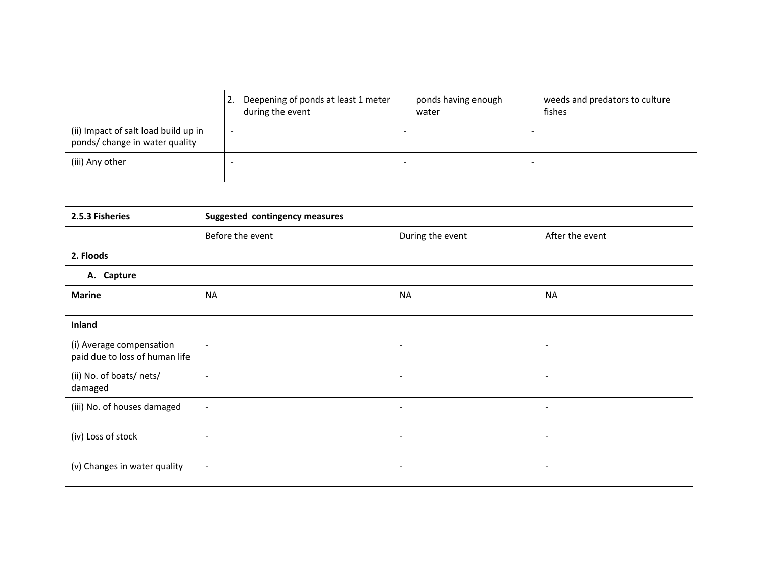| | 2. Deepening of ponds at least 1 meter during the event | ponds having enough water | weeds and predators to culture fishes |
|---|---|---|---|
| (ii) Impact of salt load build up in ponds/ change in water quality | - | - | - |
| (iii) Any other | - | - | - |

| **2.5.3 Fisheries** | **Suggested contingency measures** | | |
|---|---|---|---|
| | Before the event | During the event | After the event |
| **2. Floods** | | | |
| **A. Capture** | | | |
| **Marine** | NA | NA | NA |
| **Inland** | | | |
| (i) Average compensation paid due to loss of human life | - | - | - |
| (ii) No. of boats/ nets/ damaged | - | - | - |
| (iii) No. of houses damaged | - | - | - |
| (iv) Loss of stock | - | - | - |
| (v) Changes in water quality | - | - | - |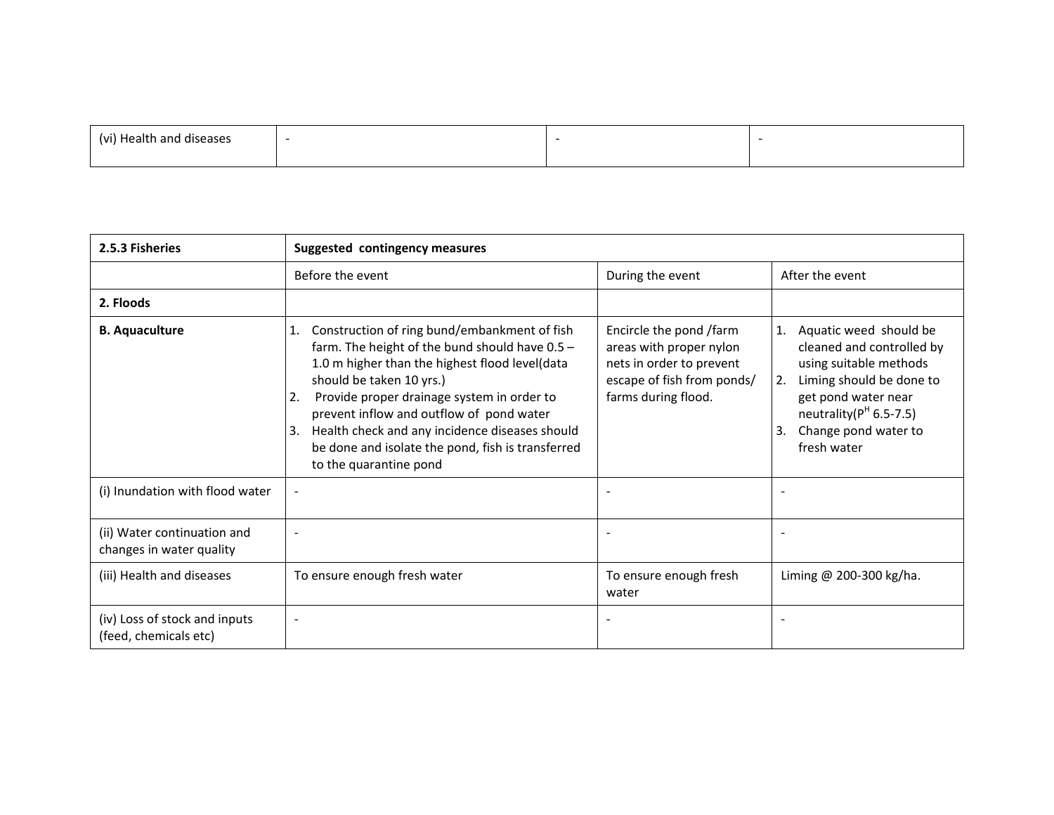| (vi) Health and diseases | - | - | - |
|---|---|---|---|

| **2.5.3 Fisheries** | **Suggested contingency measures** | | |
|---|---|---|---|
| | Before the event | During the event | After the event |
| **2. Floods** | | | |
| **B. Aquaculture** | 1. Construction of ring bund/embankment of fish farm. The height of the bund should have 0.5 – 1.0 m higher than the highest flood level(data should be taken 10 yrs.)<br>2. Provide proper drainage system in order to prevent inflow and outflow of pond water<br>3. Health check and any incidence diseases should be done and isolate the pond, fish is transferred to the quarantine pond | Encircle the pond /farm areas with proper nylon nets in order to prevent escape of fish from ponds/ farms during flood. | 1. Aquatic weed should be cleaned and controlled by using suitable methods<br>2. Liming should be done to get pond water near neutrality($P^H$ 6.5-7.5)<br>3. Change pond water to fresh water |
| (i) Inundation with flood water | - | - | - |
| (ii) Water continuation and changes in water quality | - | - | - |
| (iii) Health and diseases | To ensure enough fresh water | To ensure enough fresh water | Liming @ 200-300 kg/ha. |
| (iv) Loss of stock and inputs (feed, chemicals etc) | - | - | - |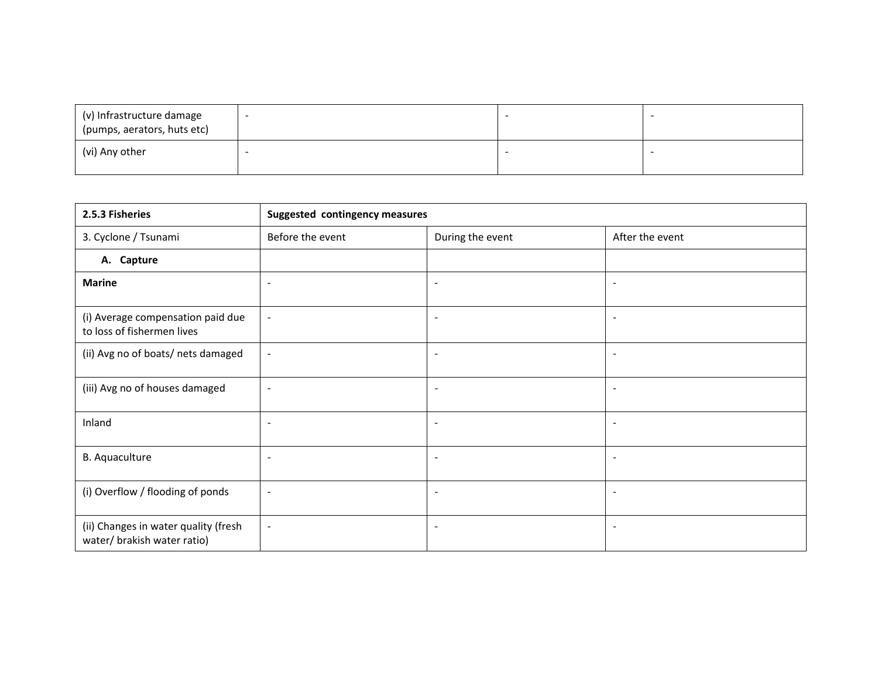| (v) Infrastructure damage (pumps, aerators, huts etc) | - | - | - |
|---|---|---|---|
| (vi) Any other | - | - | - |

| **2.5.3 Fisheries** | **Suggested contingency measures** | | |
|---|---|---|---|
| 3. Cyclone / Tsunami | Before the event | During the event | After the event |
| **A. Capture** | | | |
| **Marine** | - | - | - |
| (i) Average compensation paid due to loss of fishermen lives | - | - | - |
| (ii) Avg no of boats/ nets damaged | - | - | - |
| (iii) Avg no of houses damaged | - | - | - |
| Inland | - | - | - |
| B. Aquaculture | - | - | - |
| (i) Overflow / flooding of ponds | - | - | - |
| (ii) Changes in water quality (fresh water/ brakish water ratio) | - | - | - |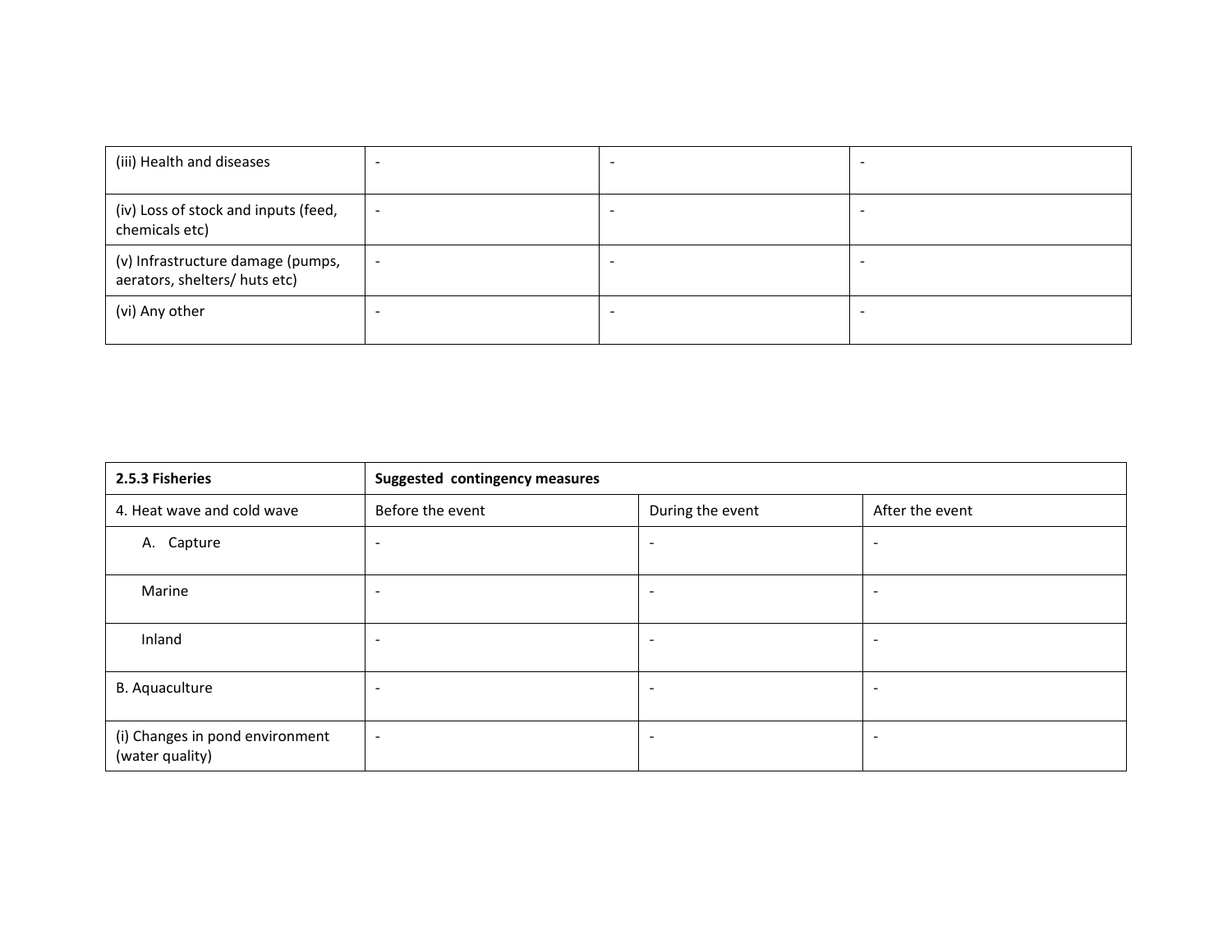| (iii) Health and diseases | - | - | - |
|---|---|---|---|
| (iv) Loss of stock and inputs (feed, chemicals etc) | - | - | - |
| (v) Infrastructure damage (pumps, aerators, shelters/ huts etc) | - | - | - |
| (vi) Any other | - | - | - |

| **2.5.3 Fisheries** | **Suggested contingency measures** | | |
|---|---|---|---|
| 4. Heat wave and cold wave | Before the event | During the event | After the event |
| A. Capture | - | - | - |
| Marine | - | - | - |
| Inland | - | - | - |
| B. Aquaculture | - | - | - |
| (i) Changes in pond environment (water quality) | - | - | - |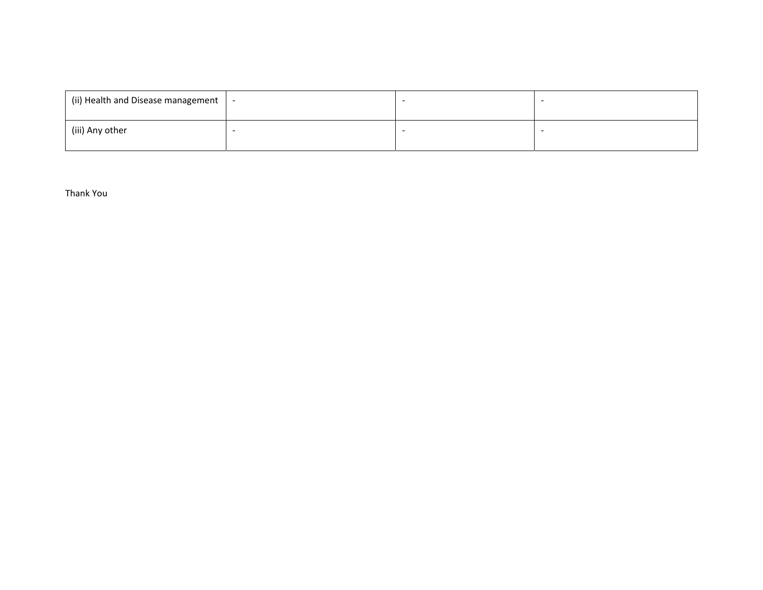| | | | |
|---|---|---|---|
| (ii) Health and Disease management | - | - | - |
| (iii) Any other | - | - | - |

Thank You